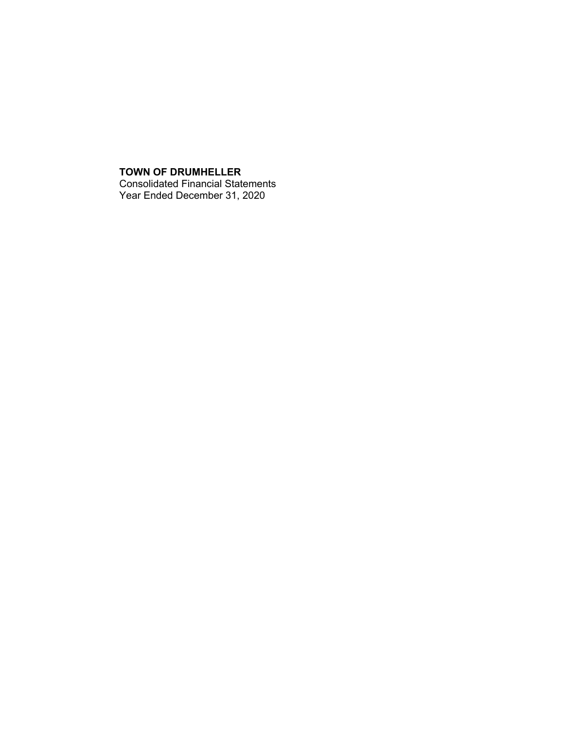**TOWN OF DRUMHELLER**
Consolidated Financial Statements
Year Ended December 31, 2020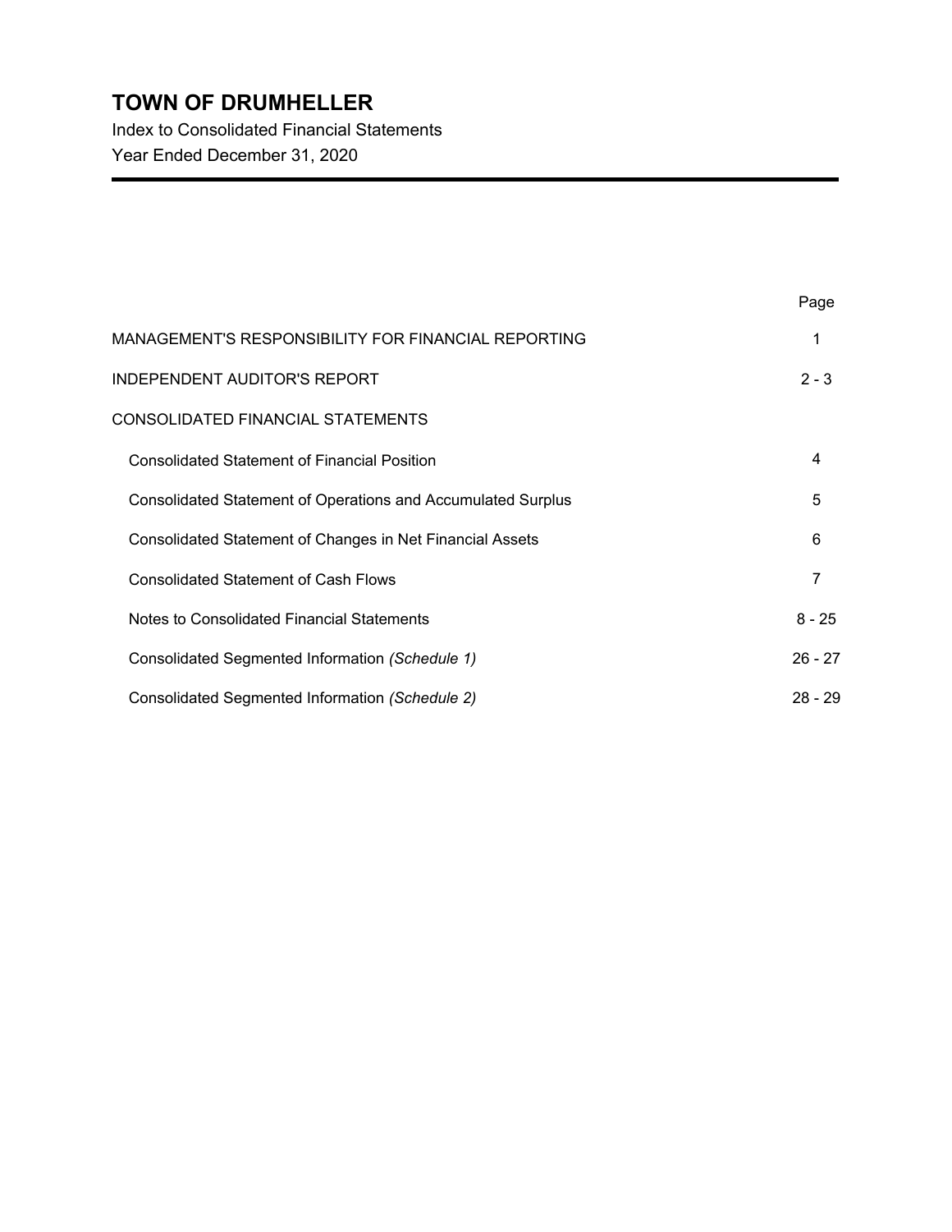# TOWN OF DRUMHELLER

Index to Consolidated Financial Statements

Year Ended December 31, 2020

| | Page |
|---|---|
| MANAGEMENT'S RESPONSIBILITY FOR FINANCIAL REPORTING | 1 |
| INDEPENDENT AUDITOR'S REPORT | 2 - 3 |
| CONSOLIDATED FINANCIAL STATEMENTS | |
| Consolidated Statement of Financial Position | 4 |
| Consolidated Statement of Operations and Accumulated Surplus | 5 |
| Consolidated Statement of Changes in Net Financial Assets | 6 |
| Consolidated Statement of Cash Flows | 7 |
| Notes to Consolidated Financial Statements | 8 - 25 |
| Consolidated Segmented Information *(Schedule 1)* | 26 - 27 |
| Consolidated Segmented Information *(Schedule 2)* | 28 - 29 |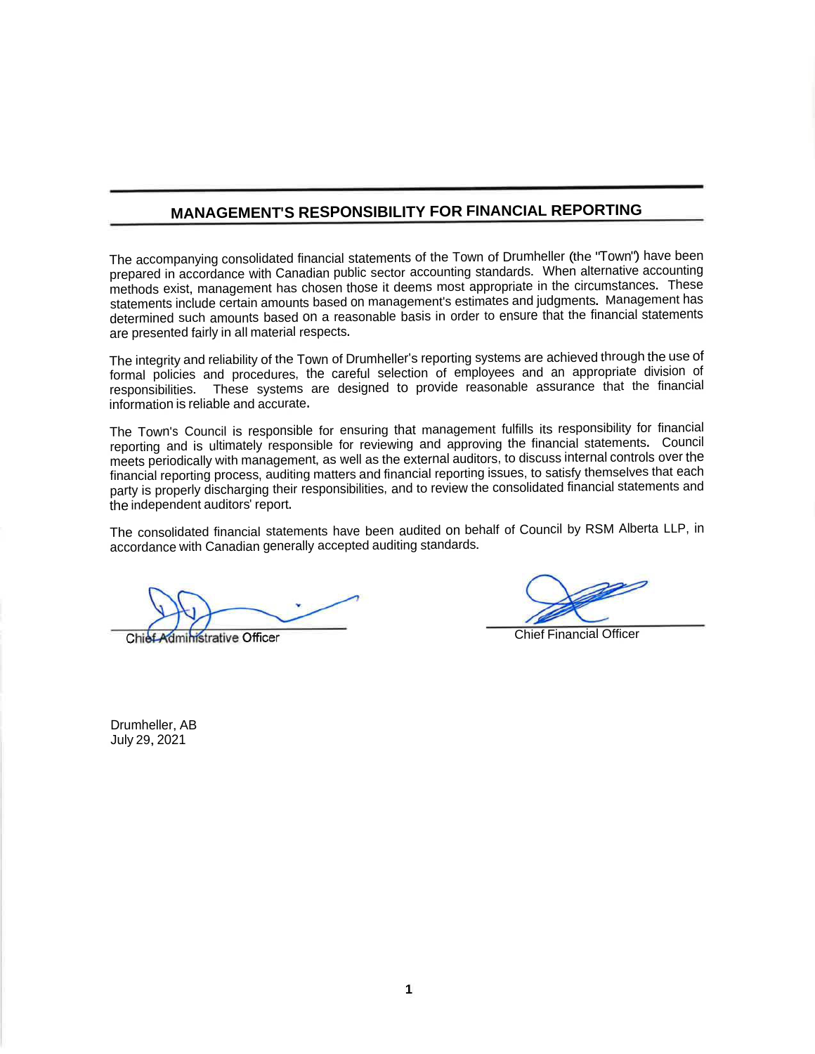## MANAGEMENT'S RESPONSIBILITY FOR FINANCIAL REPORTING

The accompanying consolidated financial statements of the Town of Drumheller (the "Town") have been prepared in accordance with Canadian public sector accounting standards. When alternative accounting methods exist, management has chosen those it deems most appropriate in the circumstances. These statements include certain amounts based on management's estimates and judgments. Management has determined such amounts based on a reasonable basis in order to ensure that the financial statements are presented fairly in all material respects.

The integrity and reliability of the Town of Drumheller's reporting systems are achieved through the use of formal policies and procedures, the careful selection of employees and an appropriate division of responsibilities. These systems are designed to provide reasonable assurance that the financial information is reliable and accurate.

The Town's Council is responsible for ensuring that management fulfills its responsibility for financial reporting and is ultimately responsible for reviewing and approving the financial statements. Council meets periodically with management, as well as the external auditors, to discuss internal controls over the financial reporting process, auditing matters and financial reporting issues, to satisfy themselves that each party is properly discharging their responsibilities, and to review the consolidated financial statements and the independent auditors' report.

The consolidated financial statements have been audited on behalf of Council by RSM Alberta LLP, in accordance with Canadian generally accepted auditing standards.

Chief Administrative Officer

Chief Financial Officer

Drumheller, AB
July 29, 2021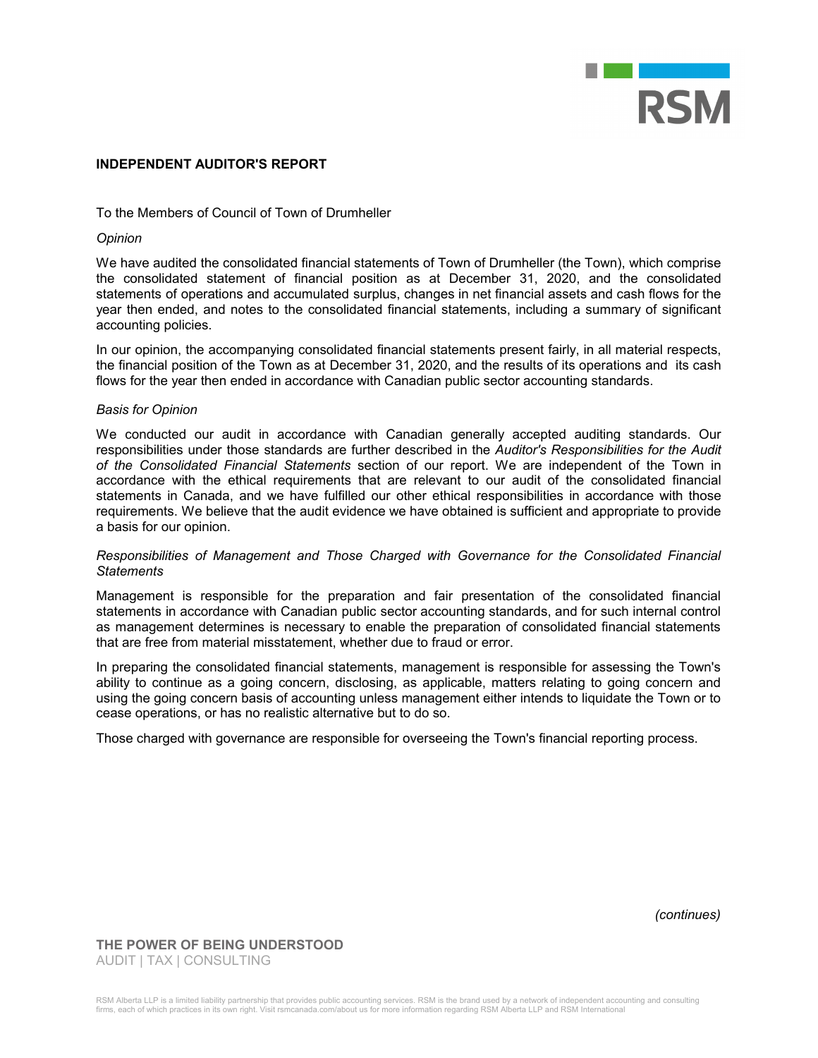## INDEPENDENT AUDITOR'S REPORT

To the Members of Council of Town of Drumheller

*Opinion*

We have audited the consolidated financial statements of Town of Drumheller (the Town), which comprise the consolidated statement of financial position as at December 31, 2020, and the consolidated statements of operations and accumulated surplus, changes in net financial assets and cash flows for the year then ended, and notes to the consolidated financial statements, including a summary of significant accounting policies.

In our opinion, the accompanying consolidated financial statements present fairly, in all material respects, the financial position of the Town as at December 31, 2020, and the results of its operations and its cash flows for the year then ended in accordance with Canadian public sector accounting standards.

*Basis for Opinion*

We conducted our audit in accordance with Canadian generally accepted auditing standards. Our responsibilities under those standards are further described in the *Auditor's Responsibilities for the Audit of the Consolidated Financial Statements* section of our report. We are independent of the Town in accordance with the ethical requirements that are relevant to our audit of the consolidated financial statements in Canada, and we have fulfilled our other ethical responsibilities in accordance with those requirements. We believe that the audit evidence we have obtained is sufficient and appropriate to provide a basis for our opinion.

*Responsibilities of Management and Those Charged with Governance for the Consolidated Financial Statements*

Management is responsible for the preparation and fair presentation of the consolidated financial statements in accordance with Canadian public sector accounting standards, and for such internal control as management determines is necessary to enable the preparation of consolidated financial statements that are free from material misstatement, whether due to fraud or error.

In preparing the consolidated financial statements, management is responsible for assessing the Town's ability to continue as a going concern, disclosing, as applicable, matters relating to going concern and using the going concern basis of accounting unless management either intends to liquidate the Town or to cease operations, or has no realistic alternative but to do so.

Those charged with governance are responsible for overseeing the Town's financial reporting process.

*(continues)*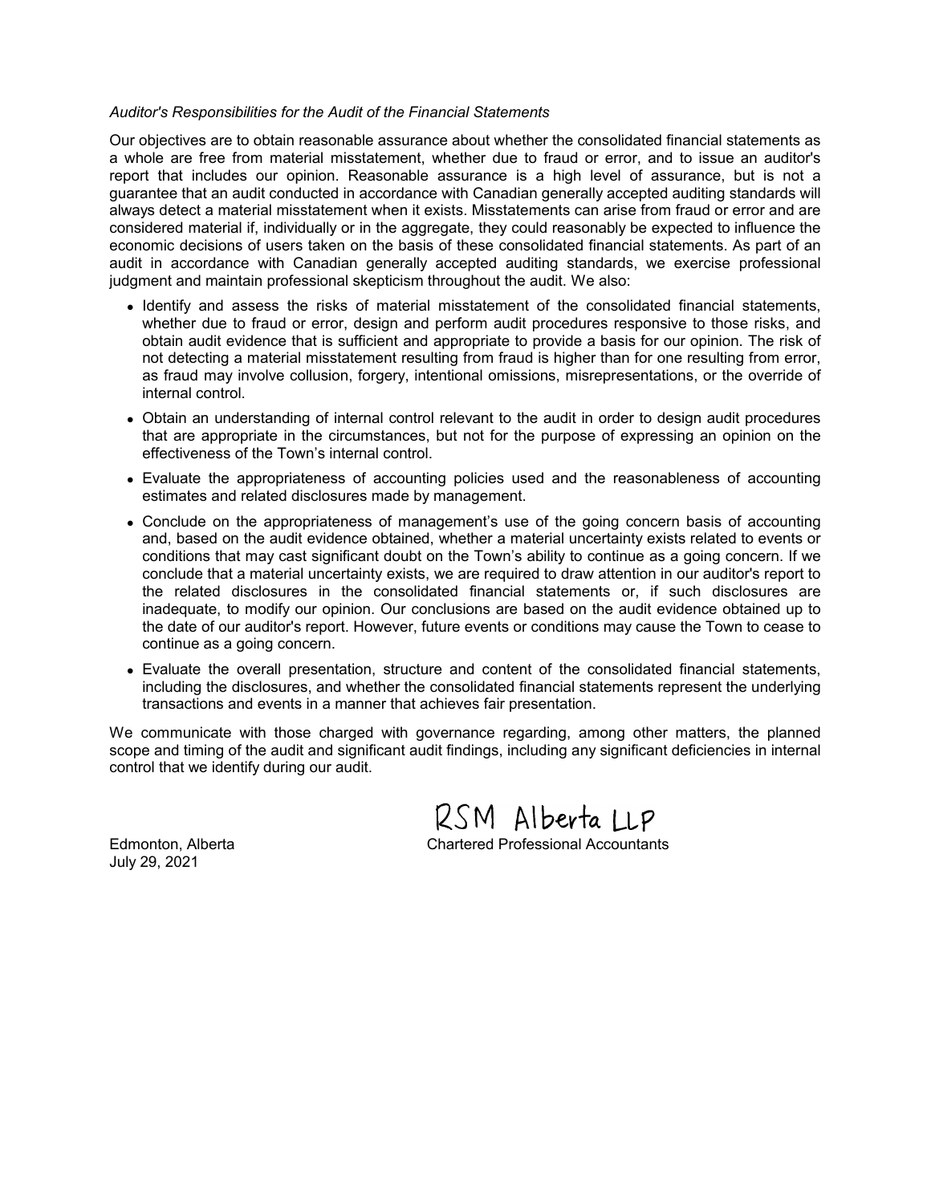*Auditor's Responsibilities for the Audit of the Financial Statements*

Our objectives are to obtain reasonable assurance about whether the consolidated financial statements as a whole are free from material misstatement, whether due to fraud or error, and to issue an auditor's report that includes our opinion. Reasonable assurance is a high level of assurance, but is not a guarantee that an audit conducted in accordance with Canadian generally accepted auditing standards will always detect a material misstatement when it exists. Misstatements can arise from fraud or error and are considered material if, individually or in the aggregate, they could reasonably be expected to influence the economic decisions of users taken on the basis of these consolidated financial statements. As part of an audit in accordance with Canadian generally accepted auditing standards, we exercise professional judgment and maintain professional skepticism throughout the audit. We also:

- Identify and assess the risks of material misstatement of the consolidated financial statements, whether due to fraud or error, design and perform audit procedures responsive to those risks, and obtain audit evidence that is sufficient and appropriate to provide a basis for our opinion. The risk of not detecting a material misstatement resulting from fraud is higher than for one resulting from error, as fraud may involve collusion, forgery, intentional omissions, misrepresentations, or the override of internal control.
- Obtain an understanding of internal control relevant to the audit in order to design audit procedures that are appropriate in the circumstances, but not for the purpose of expressing an opinion on the effectiveness of the Town's internal control.
- Evaluate the appropriateness of accounting policies used and the reasonableness of accounting estimates and related disclosures made by management.
- Conclude on the appropriateness of management's use of the going concern basis of accounting and, based on the audit evidence obtained, whether a material uncertainty exists related to events or conditions that may cast significant doubt on the Town's ability to continue as a going concern. If we conclude that a material uncertainty exists, we are required to draw attention in our auditor's report to the related disclosures in the consolidated financial statements or, if such disclosures are inadequate, to modify our opinion. Our conclusions are based on the audit evidence obtained up to the date of our auditor's report. However, future events or conditions may cause the Town to cease to continue as a going concern.
- Evaluate the overall presentation, structure and content of the consolidated financial statements, including the disclosures, and whether the consolidated financial statements represent the underlying transactions and events in a manner that achieves fair presentation.

We communicate with those charged with governance regarding, among other matters, the planned scope and timing of the audit and significant audit findings, including any significant deficiencies in internal control that we identify during our audit.

RSM Alberta LLP

Chartered Professional Accountants

Edmonton, Alberta
July 29, 2021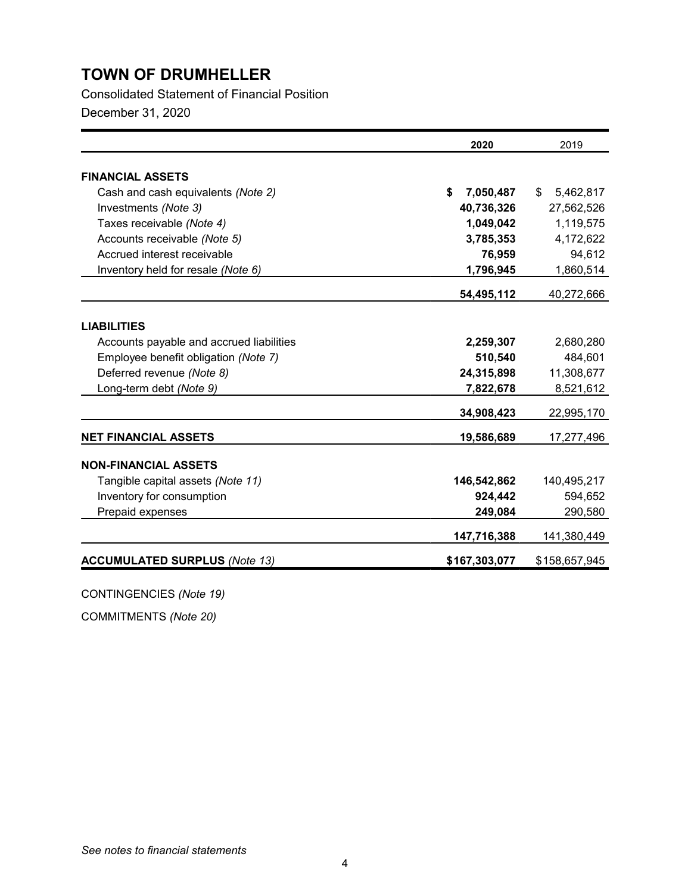# TOWN OF DRUMHELLER

Consolidated Statement of Financial Position

December 31, 2020

| | 2020 | 2019 |
|---|---|---|
| **FINANCIAL ASSETS** | | |
| Cash and cash equivalents *(Note 2)* | **$ 7,050,487** | $ 5,462,817 |
| Investments *(Note 3)* | **40,736,326** | 27,562,526 |
| Taxes receivable *(Note 4)* | **1,049,042** | 1,119,575 |
| Accounts receivable *(Note 5)* | **3,785,353** | 4,172,622 |
| Accrued interest receivable | **76,959** | 94,612 |
| Inventory held for resale *(Note 6)* | **1,796,945** | 1,860,514 |
| | **54,495,112** | 40,272,666 |
| **LIABILITIES** | | |
| Accounts payable and accrued liabilities | **2,259,307** | 2,680,280 |
| Employee benefit obligation *(Note 7)* | **510,540** | 484,601 |
| Deferred revenue *(Note 8)* | **24,315,898** | 11,308,677 |
| Long-term debt *(Note 9)* | **7,822,678** | 8,521,612 |
| | **34,908,423** | 22,995,170 |
| **NET FINANCIAL ASSETS** | **19,586,689** | 17,277,496 |
| **NON-FINANCIAL ASSETS** | | |
| Tangible capital assets *(Note 11)* | **146,542,862** | 140,495,217 |
| Inventory for consumption | **924,442** | 594,652 |
| Prepaid expenses | **249,084** | 290,580 |
| | **147,716,388** | 141,380,449 |
| **ACCUMULATED SURPLUS** *(Note 13)* | **$167,303,077** | $158,657,945 |

CONTINGENCIES *(Note 19)*

COMMITMENTS *(Note 20)*

*See notes to financial statements*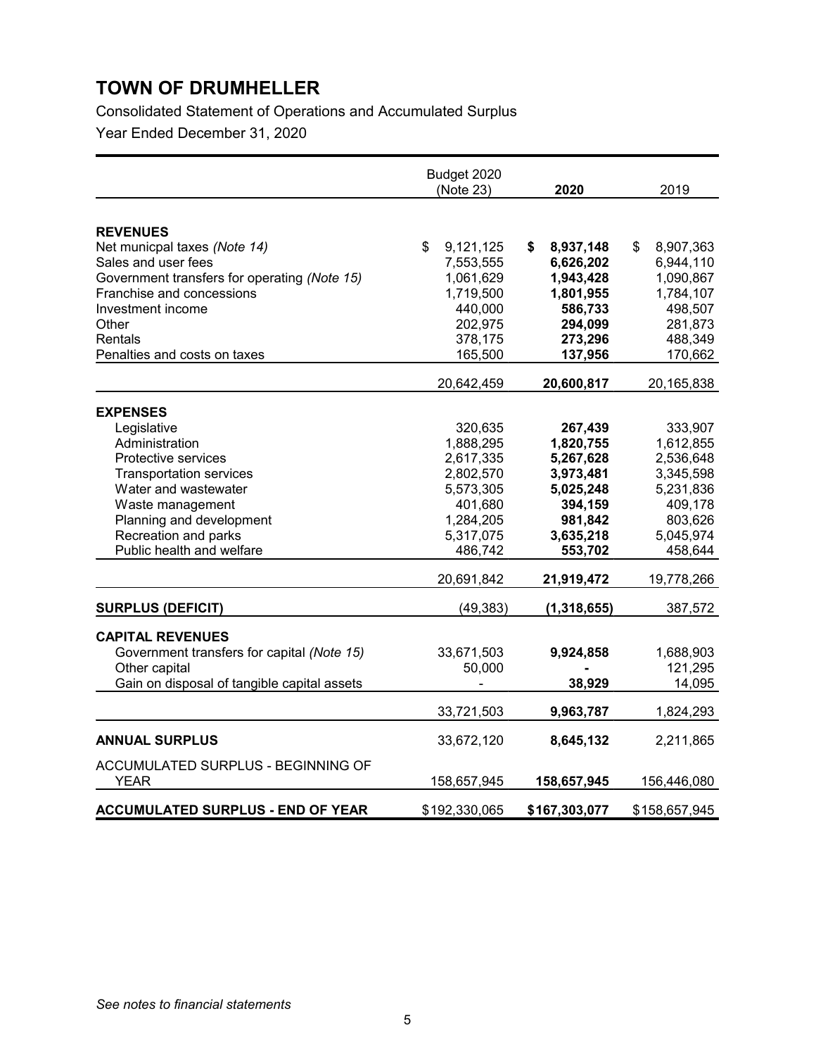# TOWN OF DRUMHELLER

Consolidated Statement of Operations and Accumulated Surplus

Year Ended December 31, 2020

| | Budget 2020 (Note 23) | **2020** | 2019 |
|---|---|---|---|
| **REVENUES** | | | |
| Net municpal taxes *(Note 14)* | $ 9,121,125 | **$ 8,937,148** | $ 8,907,363 |
| Sales and user fees | 7,553,555 | **6,626,202** | 6,944,110 |
| Government transfers for operating *(Note 15)* | 1,061,629 | **1,943,428** | 1,090,867 |
| Franchise and concessions | 1,719,500 | **1,801,955** | 1,784,107 |
| Investment income | 440,000 | **586,733** | 498,507 |
| Other | 202,975 | **294,099** | 281,873 |
| Rentals | 378,175 | **273,296** | 488,349 |
| Penalties and costs on taxes | 165,500 | **137,956** | 170,662 |
| | 20,642,459 | **20,600,817** | 20,165,838 |
| **EXPENSES** | | | |
| Legislative | 320,635 | **267,439** | 333,907 |
| Administration | 1,888,295 | **1,820,755** | 1,612,855 |
| Protective services | 2,617,335 | **5,267,628** | 2,536,648 |
| Transportation services | 2,802,570 | **3,973,481** | 3,345,598 |
| Water and wastewater | 5,573,305 | **5,025,248** | 5,231,836 |
| Waste management | 401,680 | **394,159** | 409,178 |
| Planning and development | 1,284,205 | **981,842** | 803,626 |
| Recreation and parks | 5,317,075 | **3,635,218** | 5,045,974 |
| Public health and welfare | 486,742 | **553,702** | 458,644 |
| | 20,691,842 | **21,919,472** | 19,778,266 |
| **SURPLUS (DEFICIT)** | (49,383) | **(1,318,655)** | 387,572 |
| **CAPITAL REVENUES** | | | |
| Government transfers for capital *(Note 15)* | 33,671,503 | **9,924,858** | 1,688,903 |
| Other capital | 50,000 | **-** | 121,295 |
| Gain on disposal of tangible capital assets | - | **38,929** | 14,095 |
| | 33,721,503 | **9,963,787** | 1,824,293 |
| **ANNUAL SURPLUS** | 33,672,120 | **8,645,132** | 2,211,865 |
| ACCUMULATED SURPLUS - BEGINNING OF YEAR | 158,657,945 | **158,657,945** | 156,446,080 |
| **ACCUMULATED SURPLUS - END OF YEAR** | $192,330,065 | **$167,303,077** | $158,657,945 |

*See notes to financial statements*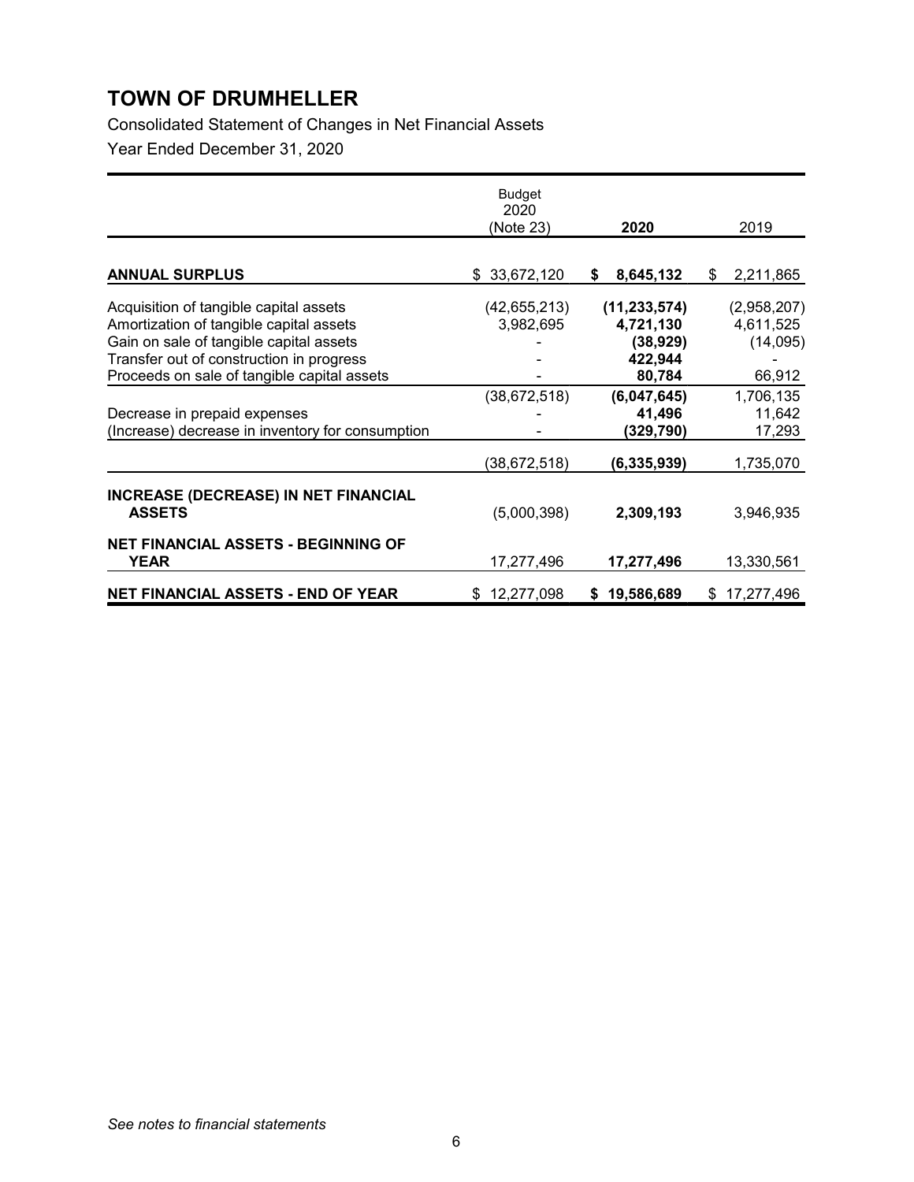# TOWN OF DRUMHELLER

Consolidated Statement of Changes in Net Financial Assets

Year Ended December 31, 2020

| | Budget 2020 (Note 23) | 2020 | 2019 |
|---|---|---|---|
| **ANNUAL SURPLUS** | $ 33,672,120 | **$ 8,645,132** | $ 2,211,865 |
| Acquisition of tangible capital assets | (42,655,213) | **(11,233,574)** | (2,958,207) |
| Amortization of tangible capital assets | 3,982,695 | **4,721,130** | 4,611,525 |
| Gain on sale of tangible capital assets | - | **(38,929)** | (14,095) |
| Transfer out of construction in progress | - | **422,944** | - |
| Proceeds on sale of tangible capital assets | - | **80,784** | 66,912 |
| | (38,672,518) | **(6,047,645)** | 1,706,135 |
| Decrease in prepaid expenses | - | **41,496** | 11,642 |
| (Increase) decrease in inventory for consumption | - | **(329,790)** | 17,293 |
| | (38,672,518) | **(6,335,939)** | 1,735,070 |
| **INCREASE (DECREASE) IN NET FINANCIAL ASSETS** | (5,000,398) | **2,309,193** | 3,946,935 |
| **NET FINANCIAL ASSETS - BEGINNING OF YEAR** | 17,277,496 | **17,277,496** | 13,330,561 |
| **NET FINANCIAL ASSETS - END OF YEAR** | $ 12,277,098 | **$ 19,586,689** | $ 17,277,496 |

*See notes to financial statements*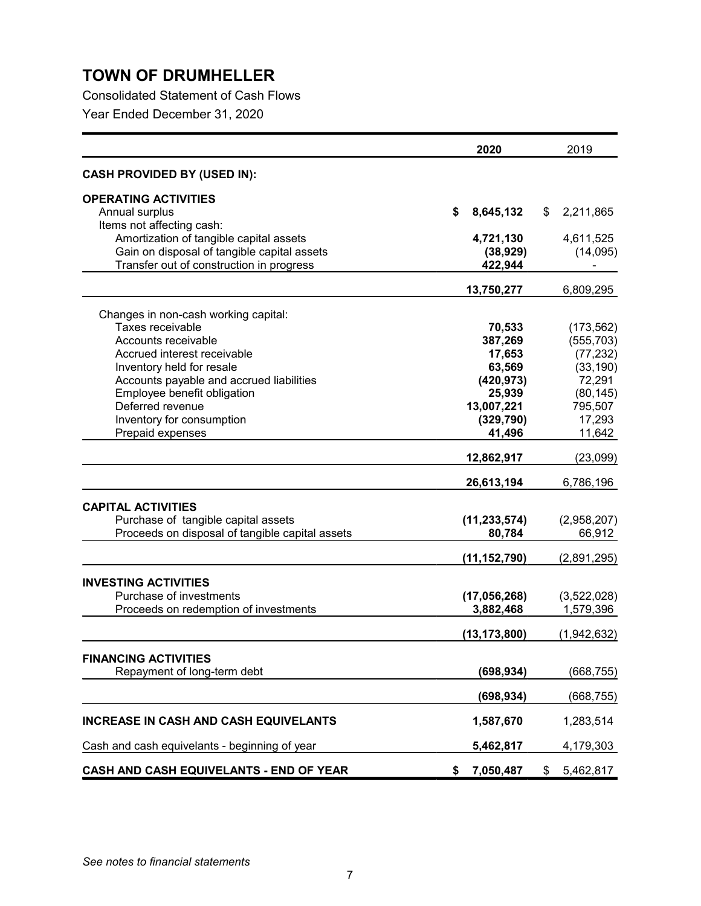# TOWN OF DRUMHELLER

Consolidated Statement of Cash Flows

Year Ended December 31, 2020

| | 2020 | 2019 |
|---|---|---|
| **CASH PROVIDED BY (USED IN):** | | |
| **OPERATING ACTIVITIES** | | |
| Annual surplus | **$ 8,645,132** | $ 2,211,865 |
| Items not affecting cash: | | |
| Amortization of tangible capital assets | **4,721,130** | 4,611,525 |
| Gain on disposal of tangible capital assets | **(38,929)** | (14,095) |
| Transfer out of construction in progress | **422,944** | - |
| | **13,750,277** | 6,809,295 |
| Changes in non-cash working capital: | | |
| Taxes receivable | **70,533** | (173,562) |
| Accounts receivable | **387,269** | (555,703) |
| Accrued interest receivable | **17,653** | (77,232) |
| Inventory held for resale | **63,569** | (33,190) |
| Accounts payable and accrued liabilities | **(420,973)** | 72,291 |
| Employee benefit obligation | **25,939** | (80,145) |
| Deferred revenue | **13,007,221** | 795,507 |
| Inventory for consumption | **(329,790)** | 17,293 |
| Prepaid expenses | **41,496** | 11,642 |
| | **12,862,917** | (23,099) |
| | **26,613,194** | 6,786,196 |
| **CAPITAL ACTIVITIES** | | |
| Purchase of tangible capital assets | **(11,233,574)** | (2,958,207) |
| Proceeds on disposal of tangible capital assets | **80,784** | 66,912 |
| | **(11,152,790)** | (2,891,295) |
| **INVESTING ACTIVITIES** | | |
| Purchase of investments | **(17,056,268)** | (3,522,028) |
| Proceeds on redemption of investments | **3,882,468** | 1,579,396 |
| | **(13,173,800)** | (1,942,632) |
| **FINANCING ACTIVITIES** | | |
| Repayment of long-term debt | **(698,934)** | (668,755) |
| | **(698,934)** | (668,755) |
| **INCREASE IN CASH AND CASH EQUIVELANTS** | **1,587,670** | 1,283,514 |
| Cash and cash equivelants - beginning of year | **5,462,817** | 4,179,303 |
| **CASH AND CASH EQUIVELANTS - END OF YEAR** | **$ 7,050,487** | $ 5,462,817 |

*See notes to financial statements*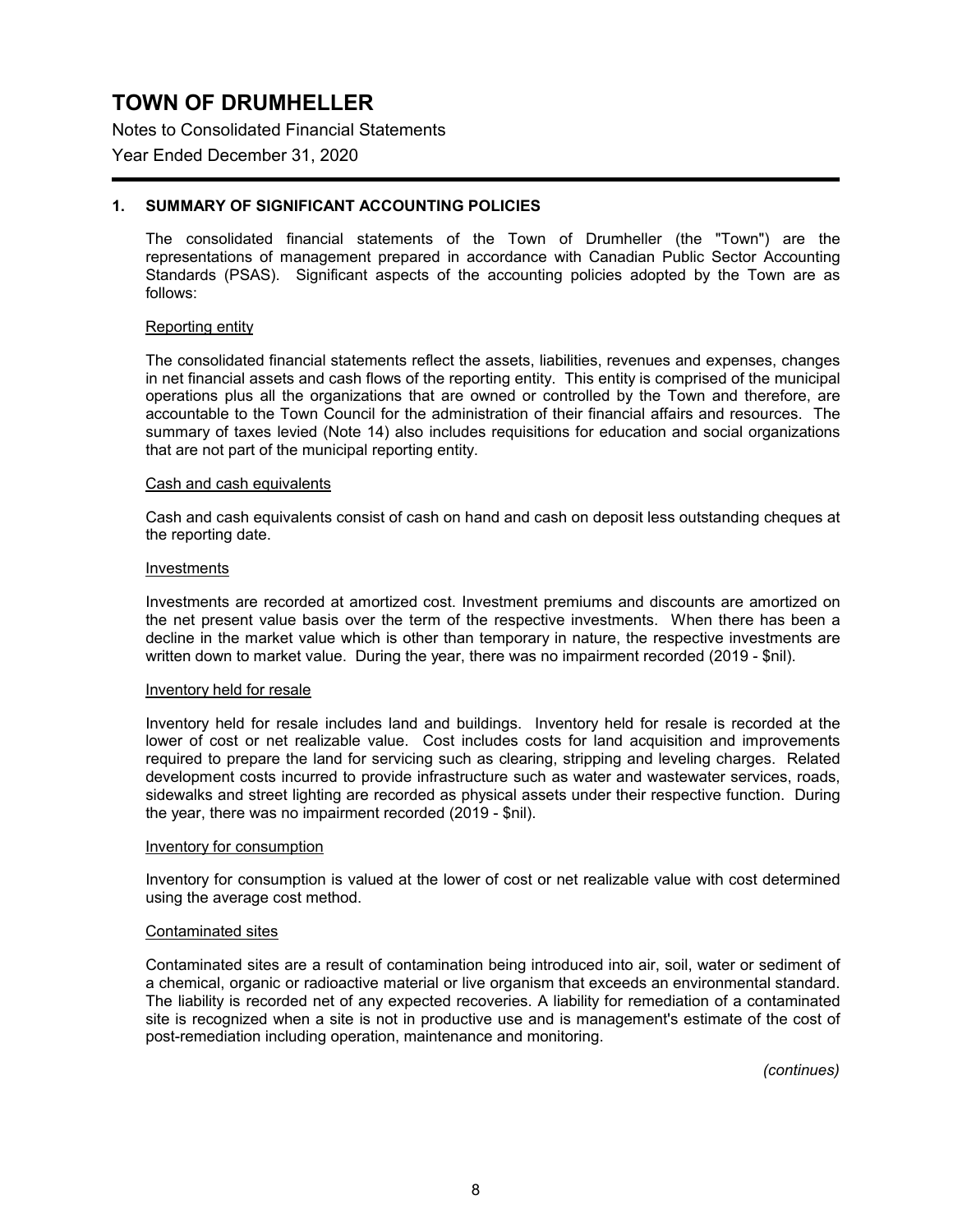# TOWN OF DRUMHELLER

Notes to Consolidated Financial Statements

Year Ended December 31, 2020

## 1. SUMMARY OF SIGNIFICANT ACCOUNTING POLICIES

The consolidated financial statements of the Town of Drumheller (the "Town") are the representations of management prepared in accordance with Canadian Public Sector Accounting Standards (PSAS). Significant aspects of the accounting policies adopted by the Town are as follows:

### Reporting entity

The consolidated financial statements reflect the assets, liabilities, revenues and expenses, changes in net financial assets and cash flows of the reporting entity. This entity is comprised of the municipal operations plus all the organizations that are owned or controlled by the Town and therefore, are accountable to the Town Council for the administration of their financial affairs and resources. The summary of taxes levied (Note 14) also includes requisitions for education and social organizations that are not part of the municipal reporting entity.

### Cash and cash equivalents

Cash and cash equivalents consist of cash on hand and cash on deposit less outstanding cheques at the reporting date.

### Investments

Investments are recorded at amortized cost. Investment premiums and discounts are amortized on the net present value basis over the term of the respective investments. When there has been a decline in the market value which is other than temporary in nature, the respective investments are written down to market value. During the year, there was no impairment recorded (2019 - $nil).

### Inventory held for resale

Inventory held for resale includes land and buildings. Inventory held for resale is recorded at the lower of cost or net realizable value. Cost includes costs for land acquisition and improvements required to prepare the land for servicing such as clearing, stripping and leveling charges. Related development costs incurred to provide infrastructure such as water and wastewater services, roads, sidewalks and street lighting are recorded as physical assets under their respective function. During the year, there was no impairment recorded (2019 - $nil).

### Inventory for consumption

Inventory for consumption is valued at the lower of cost or net realizable value with cost determined using the average cost method.

### Contaminated sites

Contaminated sites are a result of contamination being introduced into air, soil, water or sediment of a chemical, organic or radioactive material or live organism that exceeds an environmental standard. The liability is recorded net of any expected recoveries. A liability for remediation of a contaminated site is recognized when a site is not in productive use and is management's estimate of the cost of post-remediation including operation, maintenance and monitoring.

*(continues)*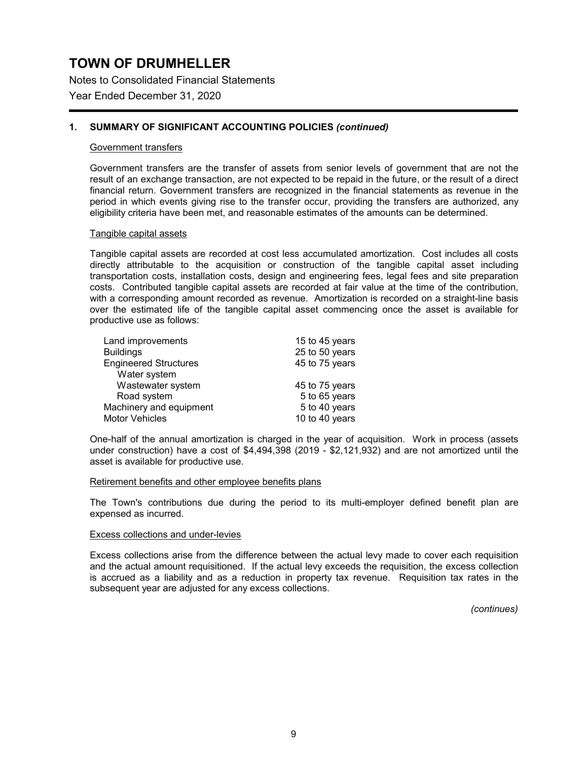# TOWN OF DRUMHELLER

Notes to Consolidated Financial Statements

Year Ended December 31, 2020

## 1. SUMMARY OF SIGNIFICANT ACCOUNTING POLICIES *(continued)*

### Government transfers

Government transfers are the transfer of assets from senior levels of government that are not the result of an exchange transaction, are not expected to be repaid in the future, or the result of a direct financial return. Government transfers are recognized in the financial statements as revenue in the period in which events giving rise to the transfer occur, providing the transfers are authorized, any eligibility criteria have been met, and reasonable estimates of the amounts can be determined.

### Tangible capital assets

Tangible capital assets are recorded at cost less accumulated amortization. Cost includes all costs directly attributable to the acquisition or construction of the tangible capital asset including transportation costs, installation costs, design and engineering fees, legal fees and site preparation costs. Contributed tangible capital assets are recorded at fair value at the time of the contribution, with a corresponding amount recorded as revenue. Amortization is recorded on a straight-line basis over the estimated life of the tangible capital asset commencing once the asset is available for productive use as follows:

| | |
|---|---|
| Land improvements | 15 to 45 years |
| Buildings | 25 to 50 years |
| Engineered Structures | 45 to 75 years |
| Water system | |
| Wastewater system | 45 to 75 years |
| Road system | 5 to 65 years |
| Machinery and equipment | 5 to 40 years |
| Motor Vehicles | 10 to 40 years |

One-half of the annual amortization is charged in the year of acquisition. Work in process (assets under construction) have a cost of $4,494,398 (2019 - $2,121,932) and are not amortized until the asset is available for productive use.

### Retirement benefits and other employee benefits plans

The Town's contributions due during the period to its multi-employer defined benefit plan are expensed as incurred.

### Excess collections and under-levies

Excess collections arise from the difference between the actual levy made to cover each requisition and the actual amount requisitioned. If the actual levy exceeds the requisition, the excess collection is accrued as a liability and as a reduction in property tax revenue. Requisition tax rates in the subsequent year are adjusted for any excess collections.

*(continues)*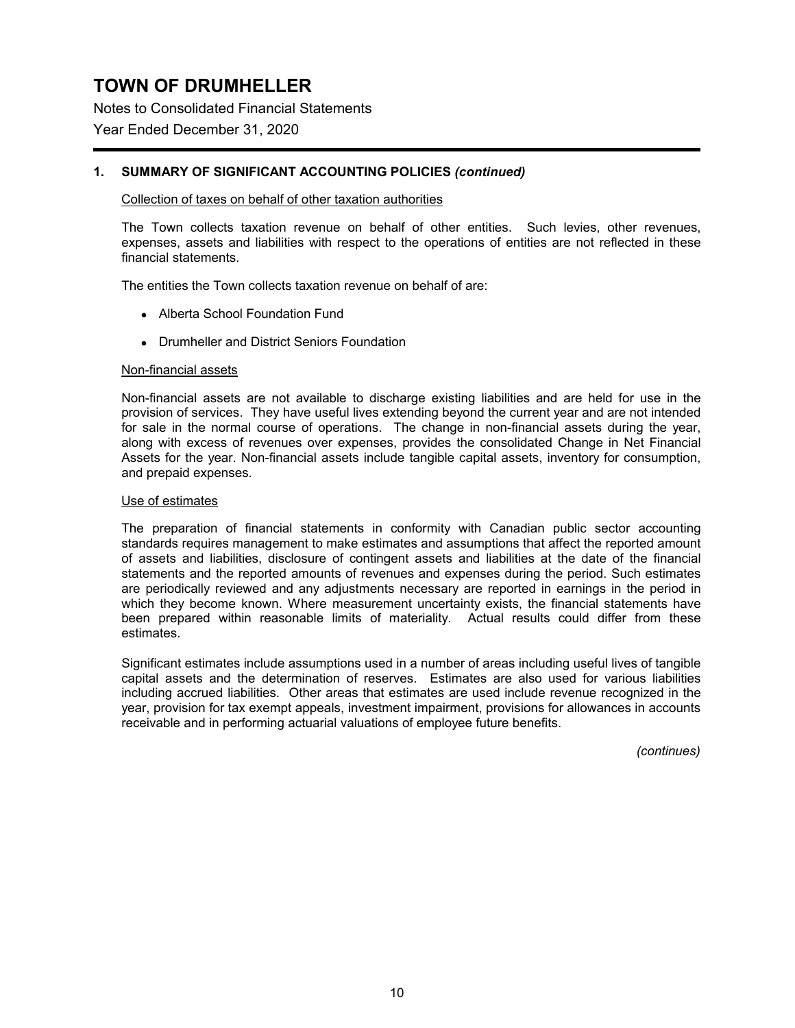# TOWN OF DRUMHELLER

Notes to Consolidated Financial Statements

Year Ended December 31, 2020

## 1. SUMMARY OF SIGNIFICANT ACCOUNTING POLICIES *(continued)*

### Collection of taxes on behalf of other taxation authorities

The Town collects taxation revenue on behalf of other entities. Such levies, other revenues, expenses, assets and liabilities with respect to the operations of entities are not reflected in these financial statements.

The entities the Town collects taxation revenue on behalf of are:

- Alberta School Foundation Fund
- Drumheller and District Seniors Foundation

### Non-financial assets

Non-financial assets are not available to discharge existing liabilities and are held for use in the provision of services. They have useful lives extending beyond the current year and are not intended for sale in the normal course of operations. The change in non-financial assets during the year, along with excess of revenues over expenses, provides the consolidated Change in Net Financial Assets for the year. Non-financial assets include tangible capital assets, inventory for consumption, and prepaid expenses.

### Use of estimates

The preparation of financial statements in conformity with Canadian public sector accounting standards requires management to make estimates and assumptions that affect the reported amount of assets and liabilities, disclosure of contingent assets and liabilities at the date of the financial statements and the reported amounts of revenues and expenses during the period. Such estimates are periodically reviewed and any adjustments necessary are reported in earnings in the period in which they become known. Where measurement uncertainty exists, the financial statements have been prepared within reasonable limits of materiality. Actual results could differ from these estimates.

Significant estimates include assumptions used in a number of areas including useful lives of tangible capital assets and the determination of reserves. Estimates are also used for various liabilities including accrued liabilities. Other areas that estimates are used include revenue recognized in the year, provision for tax exempt appeals, investment impairment, provisions for allowances in accounts receivable and in performing actuarial valuations of employee future benefits.

*(continues)*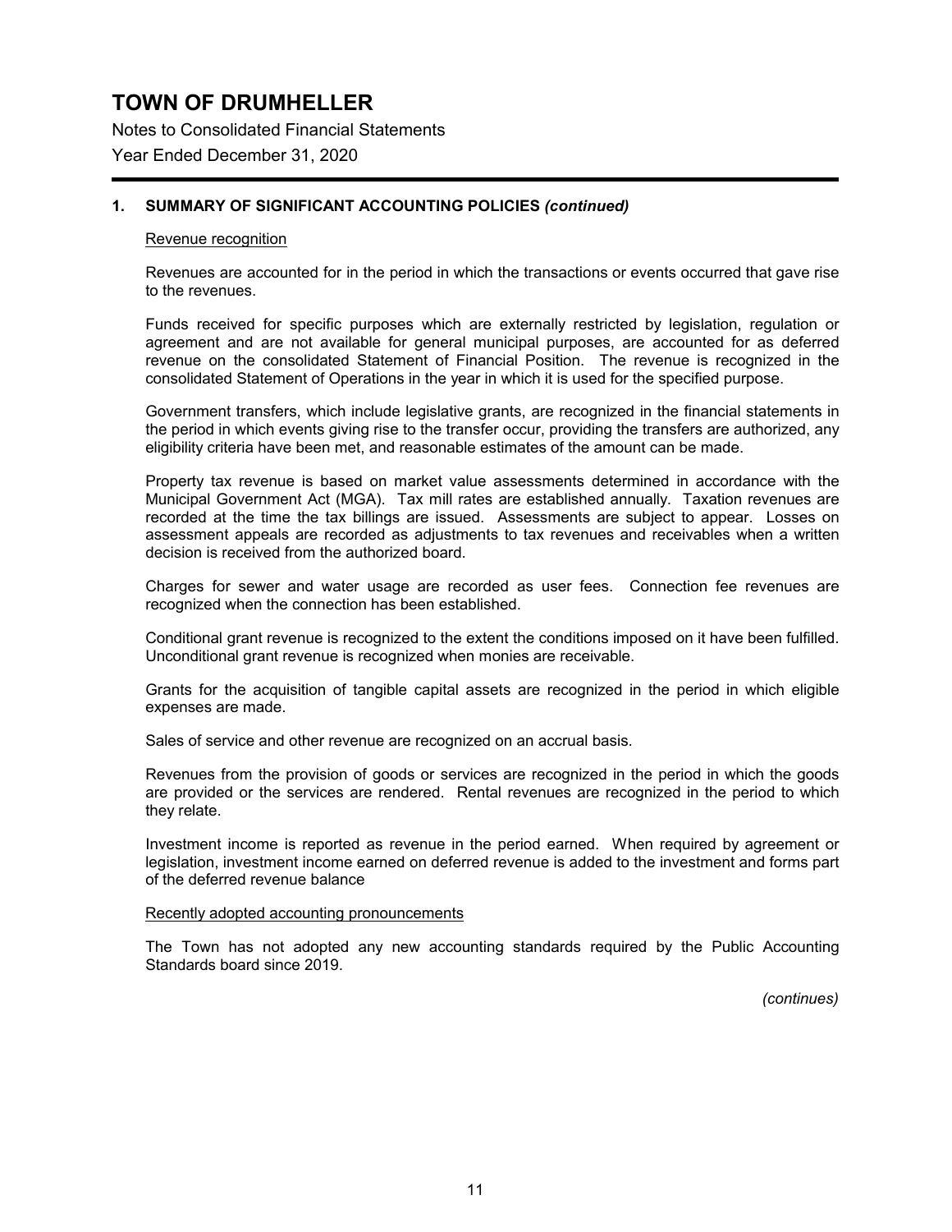# TOWN OF DRUMHELLER

Notes to Consolidated Financial Statements

Year Ended December 31, 2020

## 1. SUMMARY OF SIGNIFICANT ACCOUNTING POLICIES *(continued)*

### Revenue recognition

Revenues are accounted for in the period in which the transactions or events occurred that gave rise to the revenues.

Funds received for specific purposes which are externally restricted by legislation, regulation or agreement and are not available for general municipal purposes, are accounted for as deferred revenue on the consolidated Statement of Financial Position. The revenue is recognized in the consolidated Statement of Operations in the year in which it is used for the specified purpose.

Government transfers, which include legislative grants, are recognized in the financial statements in the period in which events giving rise to the transfer occur, providing the transfers are authorized, any eligibility criteria have been met, and reasonable estimates of the amount can be made.

Property tax revenue is based on market value assessments determined in accordance with the Municipal Government Act (MGA). Tax mill rates are established annually. Taxation revenues are recorded at the time the tax billings are issued. Assessments are subject to appear. Losses on assessment appeals are recorded as adjustments to tax revenues and receivables when a written decision is received from the authorized board.

Charges for sewer and water usage are recorded as user fees. Connection fee revenues are recognized when the connection has been established.

Conditional grant revenue is recognized to the extent the conditions imposed on it have been fulfilled. Unconditional grant revenue is recognized when monies are receivable.

Grants for the acquisition of tangible capital assets are recognized in the period in which eligible expenses are made.

Sales of service and other revenue are recognized on an accrual basis.

Revenues from the provision of goods or services are recognized in the period in which the goods are provided or the services are rendered. Rental revenues are recognized in the period to which they relate.

Investment income is reported as revenue in the period earned. When required by agreement or legislation, investment income earned on deferred revenue is added to the investment and forms part of the deferred revenue balance

### Recently adopted accounting pronouncements

The Town has not adopted any new accounting standards required by the Public Accounting Standards board since 2019.

*(continues)*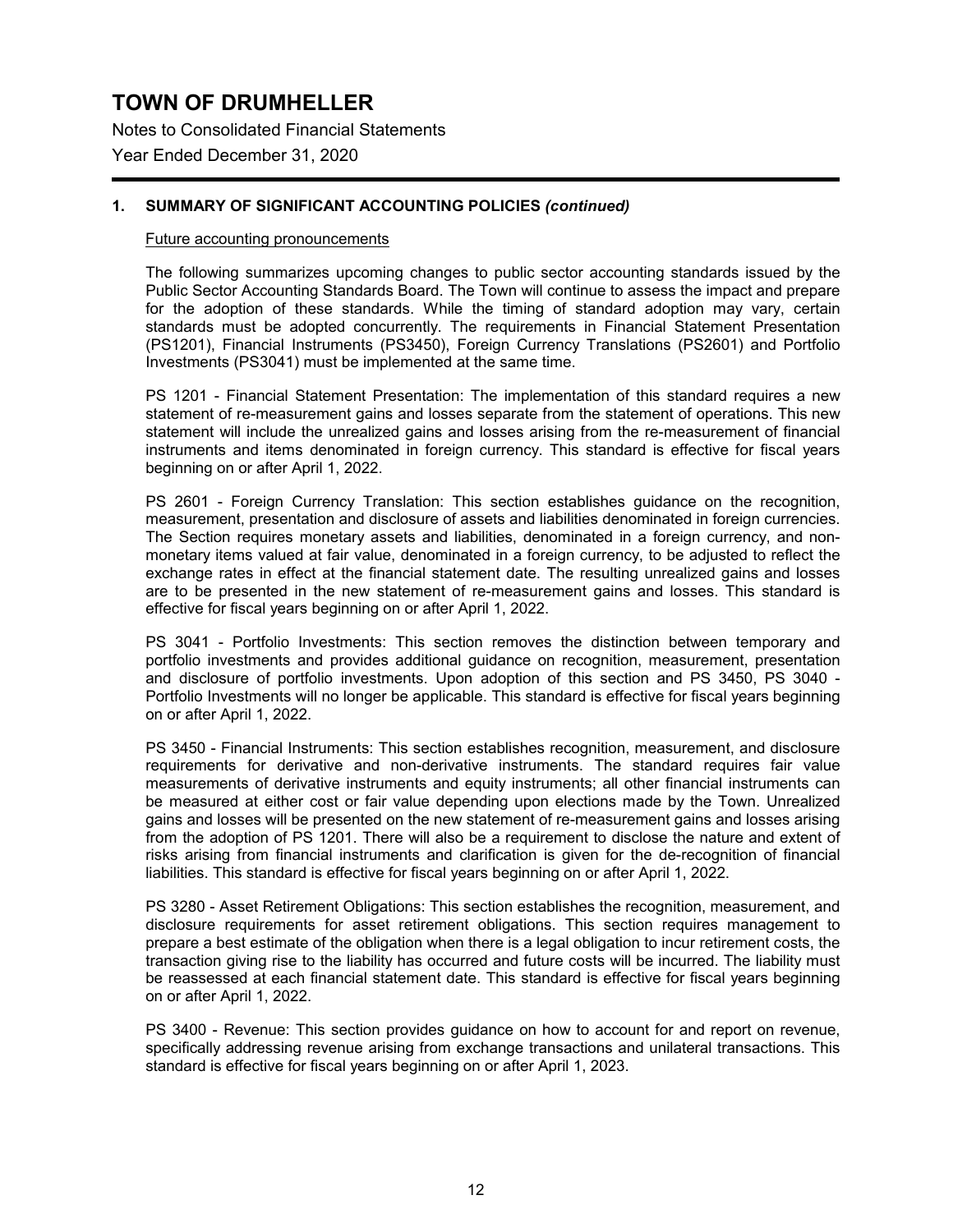# TOWN OF DRUMHELLER

Notes to Consolidated Financial Statements

Year Ended December 31, 2020

## 1. SUMMARY OF SIGNIFICANT ACCOUNTING POLICIES *(continued)*

### Future accounting pronouncements

The following summarizes upcoming changes to public sector accounting standards issued by the Public Sector Accounting Standards Board. The Town will continue to assess the impact and prepare for the adoption of these standards. While the timing of standard adoption may vary, certain standards must be adopted concurrently. The requirements in Financial Statement Presentation (PS1201), Financial Instruments (PS3450), Foreign Currency Translations (PS2601) and Portfolio Investments (PS3041) must be implemented at the same time.

PS 1201 - Financial Statement Presentation: The implementation of this standard requires a new statement of re-measurement gains and losses separate from the statement of operations. This new statement will include the unrealized gains and losses arising from the re-measurement of financial instruments and items denominated in foreign currency. This standard is effective for fiscal years beginning on or after April 1, 2022.

PS 2601 - Foreign Currency Translation: This section establishes guidance on the recognition, measurement, presentation and disclosure of assets and liabilities denominated in foreign currencies. The Section requires monetary assets and liabilities, denominated in a foreign currency, and non-monetary items valued at fair value, denominated in a foreign currency, to be adjusted to reflect the exchange rates in effect at the financial statement date. The resulting unrealized gains and losses are to be presented in the new statement of re-measurement gains and losses. This standard is effective for fiscal years beginning on or after April 1, 2022.

PS 3041 - Portfolio Investments: This section removes the distinction between temporary and portfolio investments and provides additional guidance on recognition, measurement, presentation and disclosure of portfolio investments. Upon adoption of this section and PS 3450, PS 3040 - Portfolio Investments will no longer be applicable. This standard is effective for fiscal years beginning on or after April 1, 2022.

PS 3450 - Financial Instruments: This section establishes recognition, measurement, and disclosure requirements for derivative and non-derivative instruments. The standard requires fair value measurements of derivative instruments and equity instruments; all other financial instruments can be measured at either cost or fair value depending upon elections made by the Town. Unrealized gains and losses will be presented on the new statement of re-measurement gains and losses arising from the adoption of PS 1201. There will also be a requirement to disclose the nature and extent of risks arising from financial instruments and clarification is given for the de-recognition of financial liabilities. This standard is effective for fiscal years beginning on or after April 1, 2022.

PS 3280 - Asset Retirement Obligations: This section establishes the recognition, measurement, and disclosure requirements for asset retirement obligations. This section requires management to prepare a best estimate of the obligation when there is a legal obligation to incur retirement costs, the transaction giving rise to the liability has occurred and future costs will be incurred. The liability must be reassessed at each financial statement date. This standard is effective for fiscal years beginning on or after April 1, 2022.

PS 3400 - Revenue: This section provides guidance on how to account for and report on revenue, specifically addressing revenue arising from exchange transactions and unilateral transactions. This standard is effective for fiscal years beginning on or after April 1, 2023.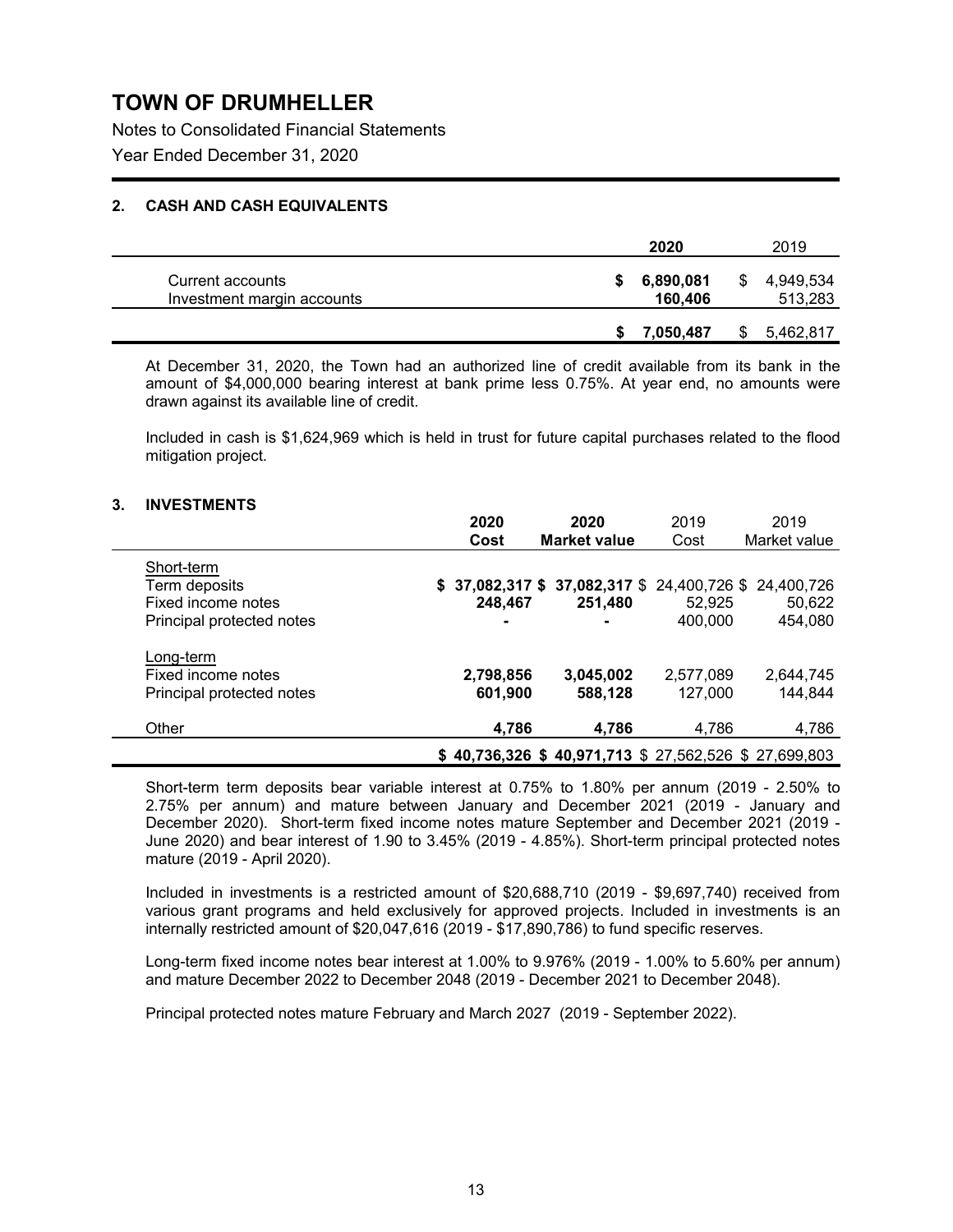# TOWN OF DRUMHELLER

Notes to Consolidated Financial Statements

Year Ended December 31, 2020

## 2. CASH AND CASH EQUIVALENTS

| | 2020 | 2019 |
|---|---|---|
| Current accounts | **$ 6,890,081** | $ 4,949,534 |
| Investment margin accounts | **160,406** | 513,283 |
| | **$ 7,050,487** | $ 5,462,817 |

At December 31, 2020, the Town had an authorized line of credit available from its bank in the amount of $4,000,000 bearing interest at bank prime less 0.75%. At year end, no amounts were drawn against its available line of credit.

Included in cash is $1,624,969 which is held in trust for future capital purchases related to the flood mitigation project.

## 3. INVESTMENTS

| | 2020 Cost | 2020 Market value | 2019 Cost | 2019 Market value |
|---|---|---|---|---|
| Short-term | | | | |
| Term deposits | **$ 37,082,317** | **$ 37,082,317** | $ 24,400,726 | $ 24,400,726 |
| Fixed income notes | **248,467** | **251,480** | 52,925 | 50,622 |
| Principal protected notes | **-** | **-** | 400,000 | 454,080 |
| Long-term | | | | |
| Fixed income notes | **2,798,856** | **3,045,002** | 2,577,089 | 2,644,745 |
| Principal protected notes | **601,900** | **588,128** | 127,000 | 144,844 |
| Other | **4,786** | **4,786** | 4,786 | 4,786 |
| | **$ 40,736,326** | **$ 40,971,713** | $ 27,562,526 | $ 27,699,803 |

Short-term term deposits bear variable interest at 0.75% to 1.80% per annum (2019 - 2.50% to 2.75% per annum) and mature between January and December 2021 (2019 - January and December 2020). Short-term fixed income notes mature September and December 2021 (2019 - June 2020) and bear interest of 1.90 to 3.45% (2019 - 4.85%). Short-term principal protected notes mature (2019 - April 2020).

Included in investments is a restricted amount of $20,688,710 (2019 - $9,697,740) received from various grant programs and held exclusively for approved projects. Included in investments is an internally restricted amount of $20,047,616 (2019 - $17,890,786) to fund specific reserves.

Long-term fixed income notes bear interest at 1.00% to 9.976% (2019 - 1.00% to 5.60% per annum) and mature December 2022 to December 2048 (2019 - December 2021 to December 2048).

Principal protected notes mature February and March 2027 (2019 - September 2022).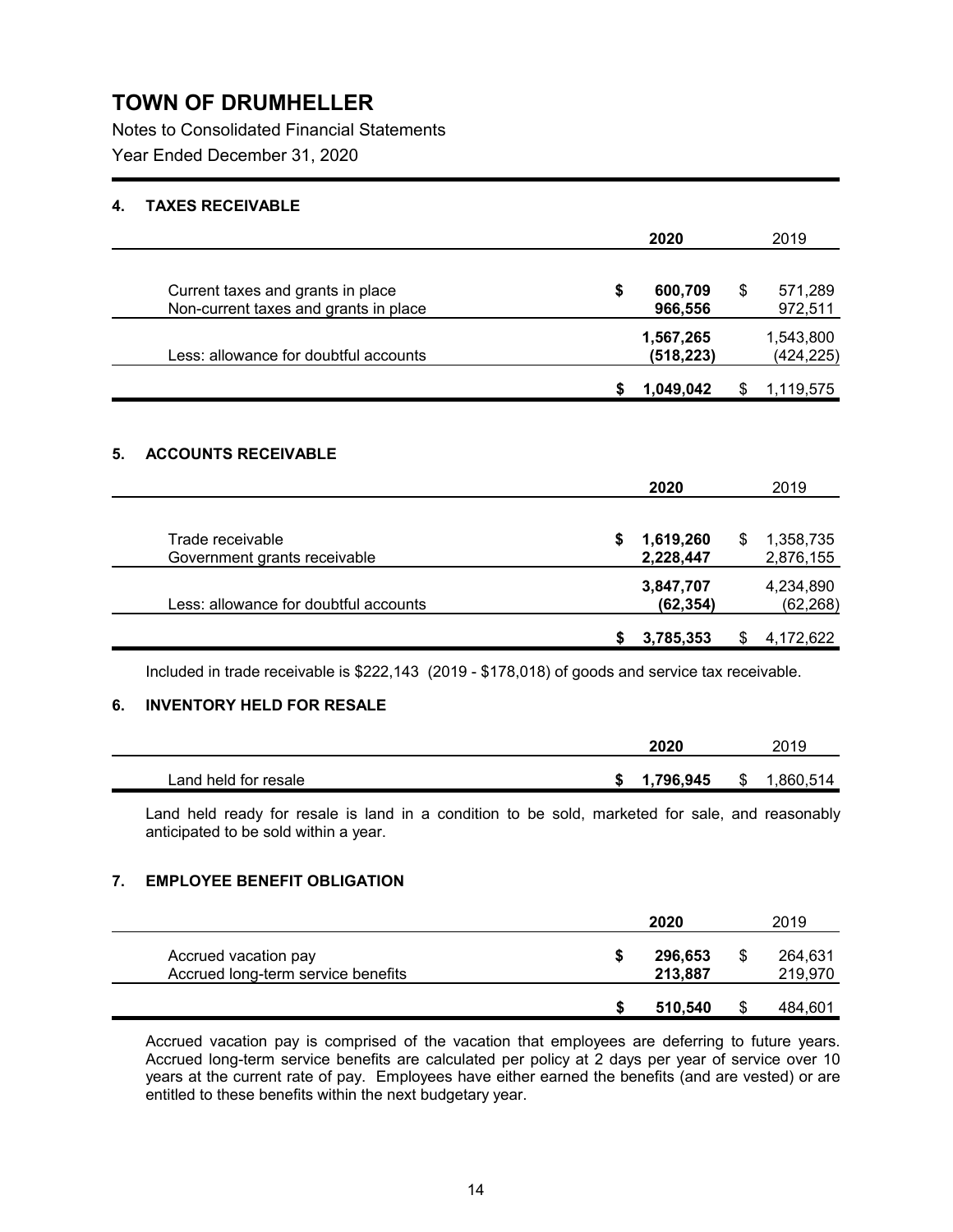# TOWN OF DRUMHELLER

Notes to Consolidated Financial Statements

Year Ended December 31, 2020

## 4. TAXES RECEIVABLE

| | 2020 | 2019 |
|---|---|---|
| Current taxes and grants in place | $ 600,709 | $ 571,289 |
| Non-current taxes and grants in place | 966,556 | 972,511 |
| | 1,567,265 | 1,543,800 |
| Less: allowance for doubtful accounts | (518,223) | (424,225) |
| | $ 1,049,042 | $ 1,119,575 |

## 5. ACCOUNTS RECEIVABLE

| | 2020 | 2019 |
|---|---|---|
| Trade receivable | $ 1,619,260 | $ 1,358,735 |
| Government grants receivable | 2,228,447 | 2,876,155 |
| | 3,847,707 | 4,234,890 |
| Less: allowance for doubtful accounts | (62,354) | (62,268) |
| | $ 3,785,353 | $ 4,172,622 |

Included in trade receivable is $222,143 (2019 - $178,018) of goods and service tax receivable.

## 6. INVENTORY HELD FOR RESALE

| | 2020 | 2019 |
|---|---|---|
| Land held for resale | $ 1,796,945 | $ 1,860,514 |

Land held ready for resale is land in a condition to be sold, marketed for sale, and reasonably anticipated to be sold within a year.

## 7. EMPLOYEE BENEFIT OBLIGATION

| | 2020 | 2019 |
|---|---|---|
| Accrued vacation pay | $ 296,653 | $ 264,631 |
| Accrued long-term service benefits | 213,887 | 219,970 |
| | $ 510,540 | $ 484,601 |

Accrued vacation pay is comprised of the vacation that employees are deferring to future years. Accrued long-term service benefits are calculated per policy at 2 days per year of service over 10 years at the current rate of pay. Employees have either earned the benefits (and are vested) or are entitled to these benefits within the next budgetary year.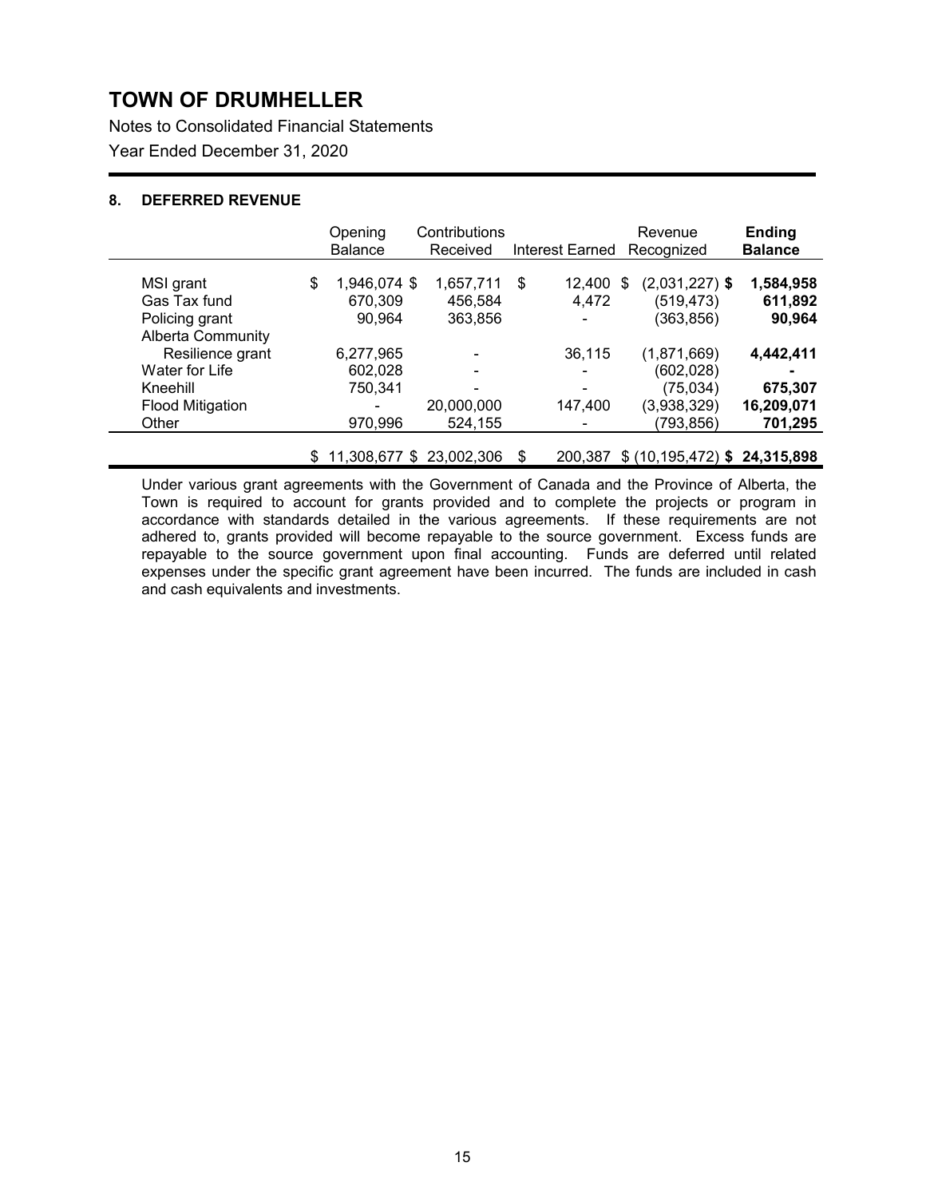# TOWN OF DRUMHELLER

Notes to Consolidated Financial Statements

Year Ended December 31, 2020

## 8. DEFERRED REVENUE

| | Opening Balance | Contributions Received | Interest Earned | Revenue Recognized | **Ending Balance** |
|---|---|---|---|---|---|
| MSI grant | $ 1,946,074 | $ 1,657,711 | $ 12,400 | $ (2,031,227) | **$ 1,584,958** |
| Gas Tax fund | 670,309 | 456,584 | 4,472 | (519,473) | **611,892** |
| Policing grant | 90,964 | 363,856 | - | (363,856) | **90,964** |
| Alberta Community Resilience grant | 6,277,965 | - | 36,115 | (1,871,669) | **4,442,411** |
| Water for Life | 602,028 | - | - | (602,028) | **-** |
| Kneehill | 750,341 | - | - | (75,034) | **675,307** |
| Flood Mitigation | - | 20,000,000 | 147,400 | (3,938,329) | **16,209,071** |
| Other | 970,996 | 524,155 | - | (793,856) | **701,295** |
| | $ 11,308,677 | $ 23,002,306 | $ 200,387 | $ (10,195,472) | **$ 24,315,898** |

Under various grant agreements with the Government of Canada and the Province of Alberta, the Town is required to account for grants provided and to complete the projects or program in accordance with standards detailed in the various agreements. If these requirements are not adhered to, grants provided will become repayable to the source government. Excess funds are repayable to the source government upon final accounting. Funds are deferred until related expenses under the specific grant agreement have been incurred. The funds are included in cash and cash equivalents and investments.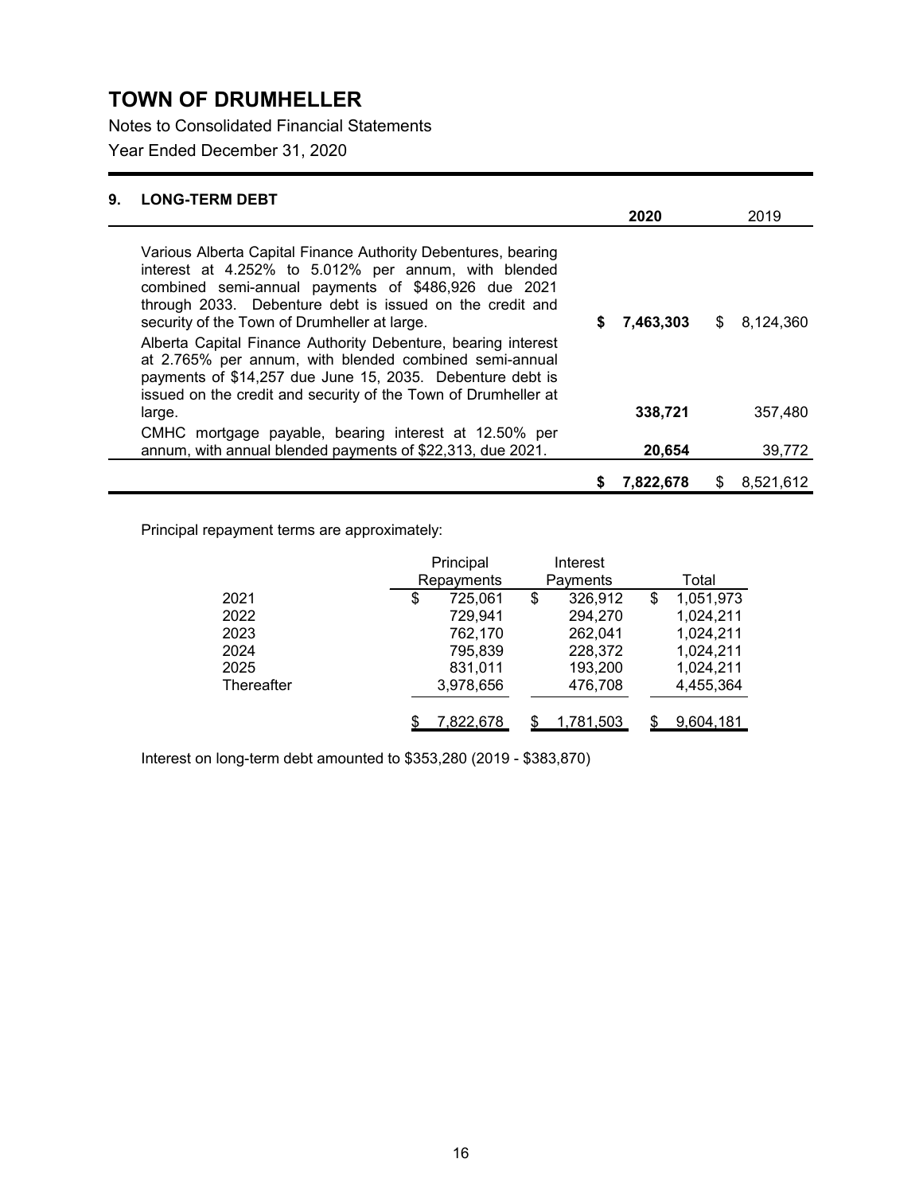# TOWN OF DRUMHELLER

Notes to Consolidated Financial Statements

Year Ended December 31, 2020

## 9. LONG-TERM DEBT

| | 2020 | 2019 |
|---|---|---|
| Various Alberta Capital Finance Authority Debentures, bearing interest at 4.252% to 5.012% per annum, with blended combined semi-annual payments of $486,926 due 2021 through 2033. Debenture debt is issued on the credit and security of the Town of Drumheller at large. | **$ 7,463,303** | $ 8,124,360 |
| Alberta Capital Finance Authority Debenture, bearing interest at 2.765% per annum, with blended combined semi-annual payments of $14,257 due June 15, 2035. Debenture debt is issued on the credit and security of the Town of Drumheller at large. | **338,721** | 357,480 |
| CMHC mortgage payable, bearing interest at 12.50% per annum, with annual blended payments of $22,313, due 2021. | **20,654** | 39,772 |
| | **$ 7,822,678** | $ 8,521,612 |

Principal repayment terms are approximately:

| | Principal Repayments | Interest Payments | Total |
|---|---|---|---|
| 2021 | $ 725,061 | $ 326,912 | $ 1,051,973 |
| 2022 | 729,941 | 294,270 | 1,024,211 |
| 2023 | 762,170 | 262,041 | 1,024,211 |
| 2024 | 795,839 | 228,372 | 1,024,211 |
| 2025 | 831,011 | 193,200 | 1,024,211 |
| Thereafter | 3,978,656 | 476,708 | 4,455,364 |
| | $ 7,822,678 | $ 1,781,503 | $ 9,604,181 |

Interest on long-term debt amounted to $353,280 (2019 - $383,870)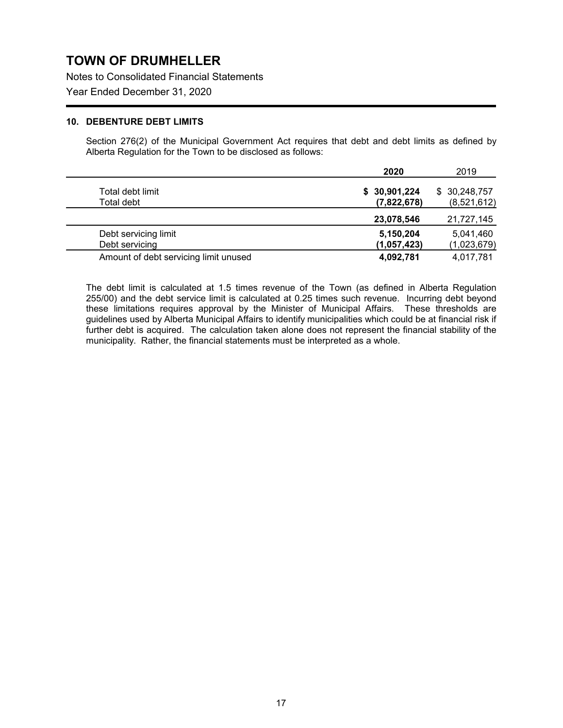# TOWN OF DRUMHELLER

Notes to Consolidated Financial Statements

Year Ended December 31, 2020

### 10. DEBENTURE DEBT LIMITS

Section 276(2) of the Municipal Government Act requires that debt and debt limits as defined by Alberta Regulation for the Town to be disclosed as follows:

| | 2020 | 2019 |
|---|---|---|
| Total debt limit | **$ 30,901,224** | $ 30,248,757 |
| Total debt | **(7,822,678)** | (8,521,612) |
| | **23,078,546** | 21,727,145 |
| Debt servicing limit | **5,150,204** | 5,041,460 |
| Debt servicing | **(1,057,423)** | (1,023,679) |
| Amount of debt servicing limit unused | **4,092,781** | 4,017,781 |

The debt limit is calculated at 1.5 times revenue of the Town (as defined in Alberta Regulation 255/00) and the debt service limit is calculated at 0.25 times such revenue. Incurring debt beyond these limitations requires approval by the Minister of Municipal Affairs. These thresholds are guidelines used by Alberta Municipal Affairs to identify municipalities which could be at financial risk if further debt is acquired. The calculation taken alone does not represent the financial stability of the municipality. Rather, the financial statements must be interpreted as a whole.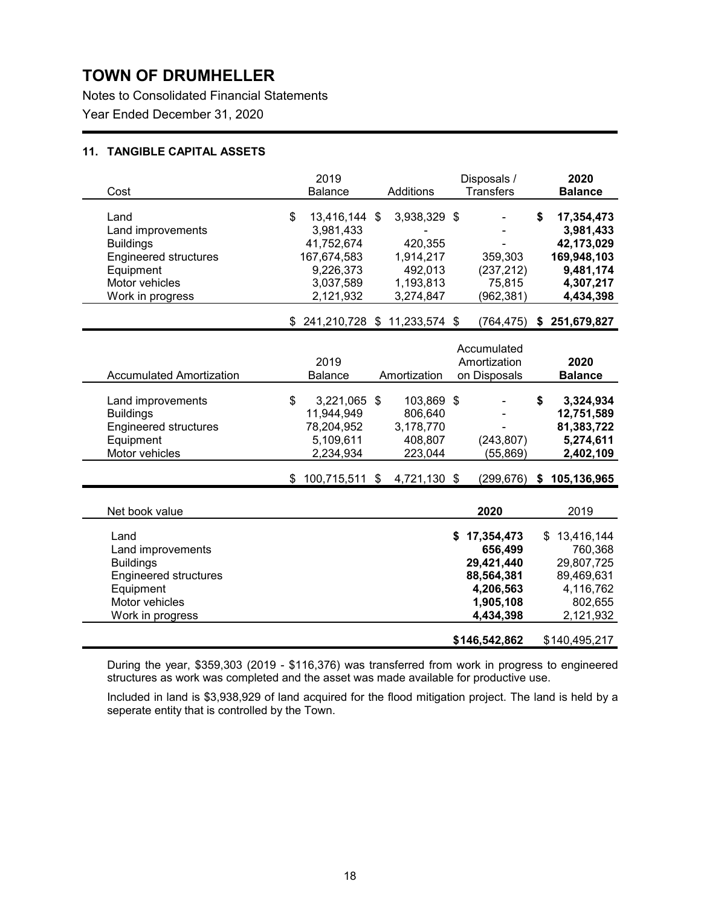# TOWN OF DRUMHELLER

Notes to Consolidated Financial Statements

Year Ended December 31, 2020

### 11. TANGIBLE CAPITAL ASSETS

| Cost | 2019 Balance | Additions | Disposals / Transfers | 2020 Balance |
|---|---|---|---|---|
| Land | $ 13,416,144 | $ 3,938,329 | $ - | **$ 17,354,473** |
| Land improvements | 3,981,433 | - | - | **3,981,433** |
| Buildings | 41,752,674 | 420,355 | - | **42,173,029** |
| Engineered structures | 167,674,583 | 1,914,217 | 359,303 | **169,948,103** |
| Equipment | 9,226,373 | 492,013 | (237,212) | **9,481,174** |
| Motor vehicles | 3,037,589 | 1,193,813 | 75,815 | **4,307,217** |
| Work in progress | 2,121,932 | 3,274,847 | (962,381) | **4,434,398** |
| | $ 241,210,728 | $ 11,233,574 | $ (764,475) | **$ 251,679,827** |

| Accumulated Amortization | 2019 Balance | Amortization | Accumulated Amortization on Disposals | 2020 Balance |
|---|---|---|---|---|
| Land improvements | $ 3,221,065 | $ 103,869 | $ - | **$ 3,324,934** |
| Buildings | 11,944,949 | 806,640 | - | **12,751,589** |
| Engineered structures | 78,204,952 | 3,178,770 | - | **81,383,722** |
| Equipment | 5,109,611 | 408,807 | (243,807) | **5,274,611** |
| Motor vehicles | 2,234,934 | 223,044 | (55,869) | **2,402,109** |
| | $ 100,715,511 | $ 4,721,130 | $ (299,676) | **$ 105,136,965** |

| Net book value | 2020 | 2019 |
|---|---|---|
| Land | **$ 17,354,473** | $ 13,416,144 |
| Land improvements | **656,499** | 760,368 |
| Buildings | **29,421,440** | 29,807,725 |
| Engineered structures | **88,564,381** | 89,469,631 |
| Equipment | **4,206,563** | 4,116,762 |
| Motor vehicles | **1,905,108** | 802,655 |
| Work in progress | **4,434,398** | 2,121,932 |
| | **$146,542,862** | $140,495,217 |

During the year, $359,303 (2019 - $116,376) was transferred from work in progress to engineered structures as work was completed and the asset was made available for productive use.

Included in land is $3,938,929 of land acquired for the flood mitigation project. The land is held by a seperate entity that is controlled by the Town.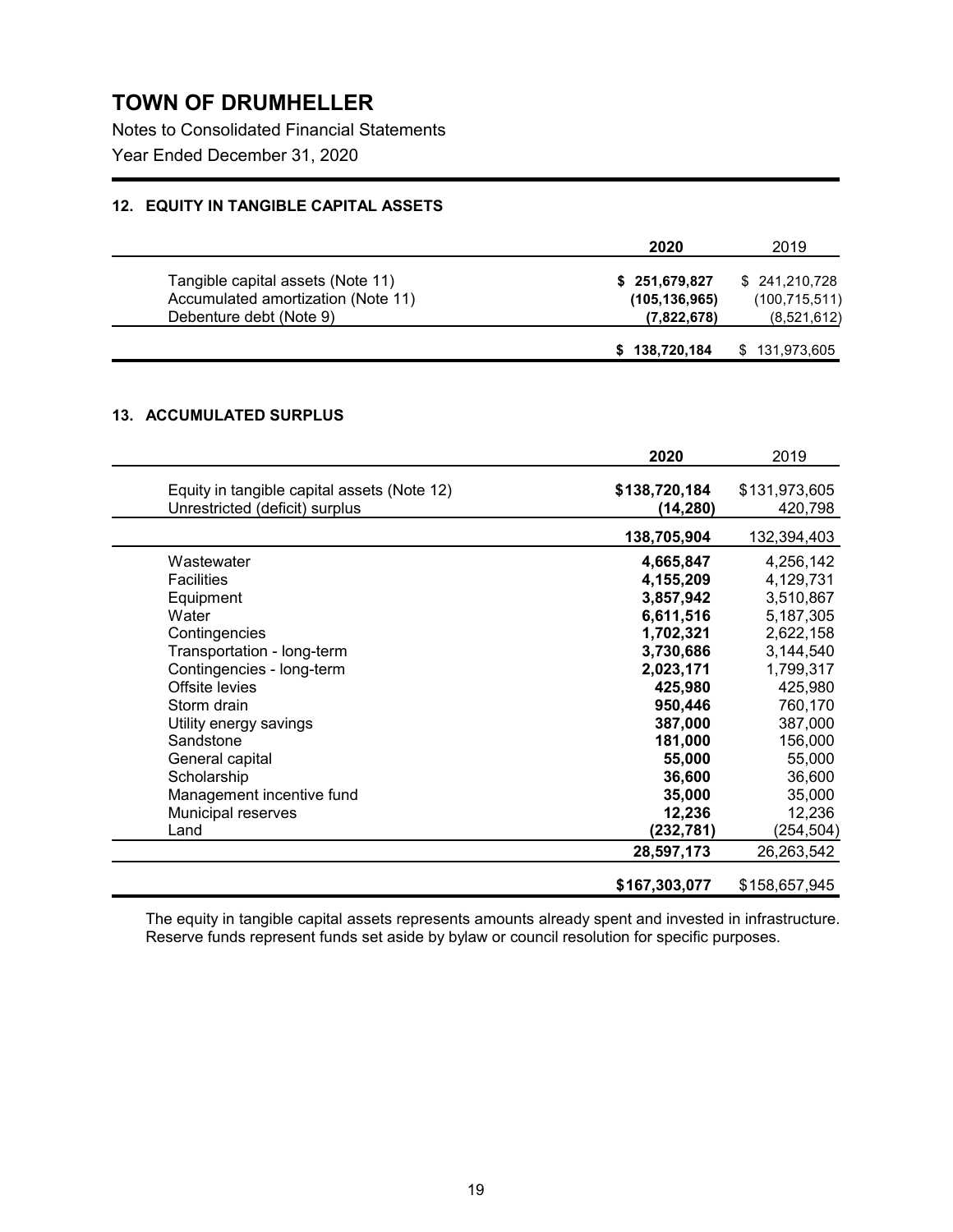# TOWN OF DRUMHELLER

Notes to Consolidated Financial Statements

Year Ended December 31, 2020

## 12. EQUITY IN TANGIBLE CAPITAL ASSETS

| | 2020 | 2019 |
|---|---|---|
| Tangible capital assets (Note 11) | **$ 251,679,827** | $ 241,210,728 |
| Accumulated amortization (Note 11) | **(105,136,965)** | (100,715,511) |
| Debenture debt (Note 9) | **(7,822,678)** | (8,521,612) |
| | **$ 138,720,184** | $ 131,973,605 |

## 13. ACCUMULATED SURPLUS

| | 2020 | 2019 |
|---|---|---|
| Equity in tangible capital assets (Note 12) | **$138,720,184** | $131,973,605 |
| Unrestricted (deficit) surplus | **(14,280)** | 420,798 |
| | **138,705,904** | 132,394,403 |
| Wastewater | **4,665,847** | 4,256,142 |
| Facilities | **4,155,209** | 4,129,731 |
| Equipment | **3,857,942** | 3,510,867 |
| Water | **6,611,516** | 5,187,305 |
| Contingencies | **1,702,321** | 2,622,158 |
| Transportation - long-term | **3,730,686** | 3,144,540 |
| Contingencies - long-term | **2,023,171** | 1,799,317 |
| Offsite levies | **425,980** | 425,980 |
| Storm drain | **950,446** | 760,170 |
| Utility energy savings | **387,000** | 387,000 |
| Sandstone | **181,000** | 156,000 |
| General capital | **55,000** | 55,000 |
| Scholarship | **36,600** | 36,600 |
| Management incentive fund | **35,000** | 35,000 |
| Municipal reserves | **12,236** | 12,236 |
| Land | **(232,781)** | (254,504) |
| | **28,597,173** | 26,263,542 |
| | **$167,303,077** | $158,657,945 |

The equity in tangible capital assets represents amounts already spent and invested in infrastructure. Reserve funds represent funds set aside by bylaw or council resolution for specific purposes.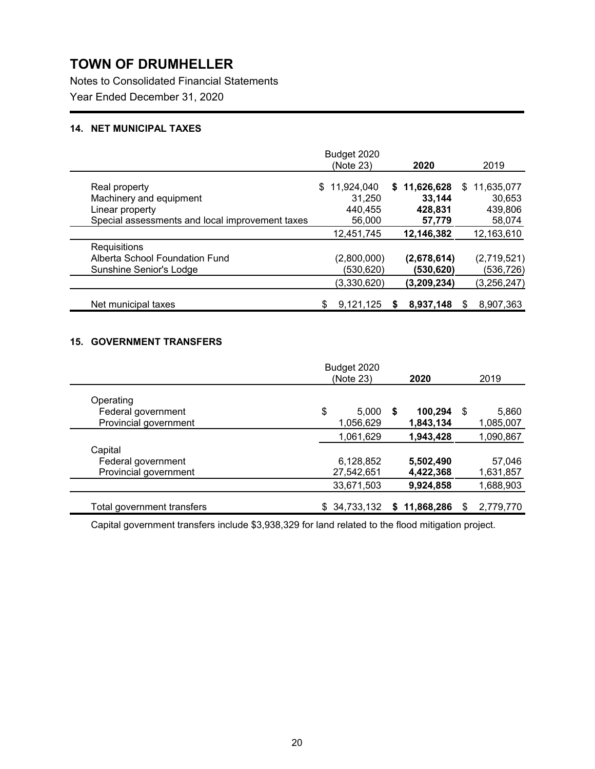# TOWN OF DRUMHELLER

Notes to Consolidated Financial Statements

Year Ended December 31, 2020

### 14. NET MUNICIPAL TAXES

| | Budget 2020 (Note 23) | **2020** | 2019 |
|---|---|---|---|
| Real property | $ 11,924,040 | **$ 11,626,628** | $ 11,635,077 |
| Machinery and equipment | 31,250 | **33,144** | 30,653 |
| Linear property | 440,455 | **428,831** | 439,806 |
| Special assessments and local improvement taxes | 56,000 | **57,779** | 58,074 |
| | 12,451,745 | **12,146,382** | 12,163,610 |
| Requisitions | | | |
| Alberta School Foundation Fund | (2,800,000) | **(2,678,614)** | (2,719,521) |
| Sunshine Senior's Lodge | (530,620) | **(530,620)** | (536,726) |
| | (3,330,620) | **(3,209,234)** | (3,256,247) |
| Net municipal taxes | $ 9,121,125 | **$ 8,937,148** | $ 8,907,363 |

### 15. GOVERNMENT TRANSFERS

| | Budget 2020 (Note 23) | **2020** | 2019 |
|---|---|---|---|
| Operating | | | |
| Federal government | $ 5,000 | **$ 100,294** | $ 5,860 |
| Provincial government | 1,056,629 | **1,843,134** | 1,085,007 |
| | 1,061,629 | **1,943,428** | 1,090,867 |
| Capital | | | |
| Federal government | 6,128,852 | **5,502,490** | 57,046 |
| Provincial government | 27,542,651 | **4,422,368** | 1,631,857 |
| | 33,671,503 | **9,924,858** | 1,688,903 |
| Total government transfers | $ 34,733,132 | **$ 11,868,286** | $ 2,779,770 |

Capital government transfers include $3,938,329 for land related to the flood mitigation project.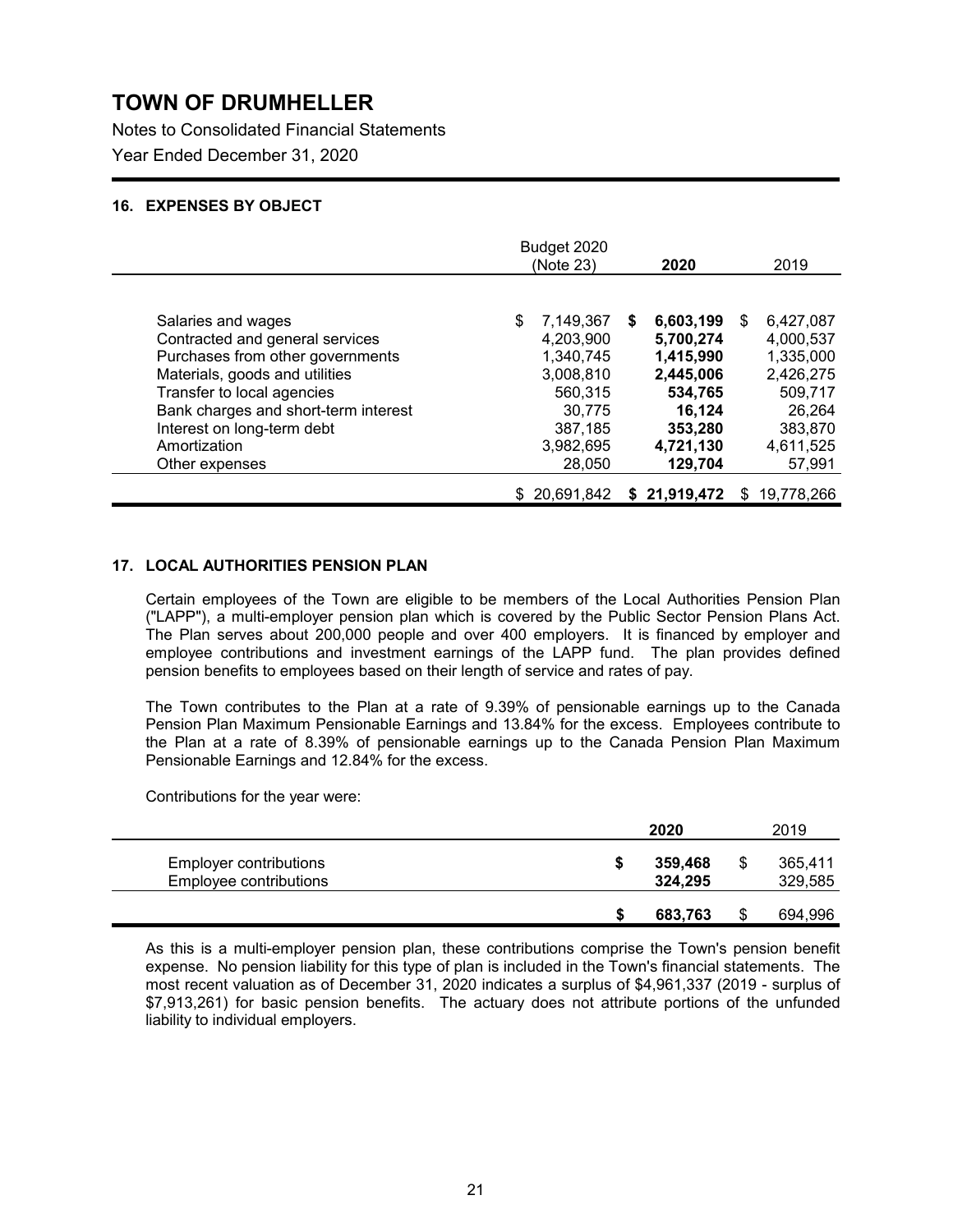# TOWN OF DRUMHELLER

Notes to Consolidated Financial Statements

Year Ended December 31, 2020

## 16. EXPENSES BY OBJECT

| | Budget 2020 (Note 23) | **2020** | 2019 |
|---|---|---|---|
| Salaries and wages | $ 7,149,367 | **$ 6,603,199** | $ 6,427,087 |
| Contracted and general services | 4,203,900 | **5,700,274** | 4,000,537 |
| Purchases from other governments | 1,340,745 | **1,415,990** | 1,335,000 |
| Materials, goods and utilities | 3,008,810 | **2,445,006** | 2,426,275 |
| Transfer to local agencies | 560,315 | **534,765** | 509,717 |
| Bank charges and short-term interest | 30,775 | **16,124** | 26,264 |
| Interest on long-term debt | 387,185 | **353,280** | 383,870 |
| Amortization | 3,982,695 | **4,721,130** | 4,611,525 |
| Other expenses | 28,050 | **129,704** | 57,991 |
| | $ 20,691,842 | **$ 21,919,472** | $ 19,778,266 |

## 17. LOCAL AUTHORITIES PENSION PLAN

Certain employees of the Town are eligible to be members of the Local Authorities Pension Plan ("LAPP"), a multi-employer pension plan which is covered by the Public Sector Pension Plans Act. The Plan serves about 200,000 people and over 400 employers. It is financed by employer and employee contributions and investment earnings of the LAPP fund. The plan provides defined pension benefits to employees based on their length of service and rates of pay.

The Town contributes to the Plan at a rate of 9.39% of pensionable earnings up to the Canada Pension Plan Maximum Pensionable Earnings and 13.84% for the excess. Employees contribute to the Plan at a rate of 8.39% of pensionable earnings up to the Canada Pension Plan Maximum Pensionable Earnings and 12.84% for the excess.

Contributions for the year were:

| | **2020** | 2019 |
|---|---|---|
| Employer contributions | **$ 359,468** | $ 365,411 |
| Employee contributions | **324,295** | 329,585 |
| | **$ 683,763** | $ 694,996 |

As this is a multi-employer pension plan, these contributions comprise the Town's pension benefit expense. No pension liability for this type of plan is included in the Town's financial statements. The most recent valuation as of December 31, 2020 indicates a surplus of $4,961,337 (2019 - surplus of $7,913,261) for basic pension benefits. The actuary does not attribute portions of the unfunded liability to individual employers.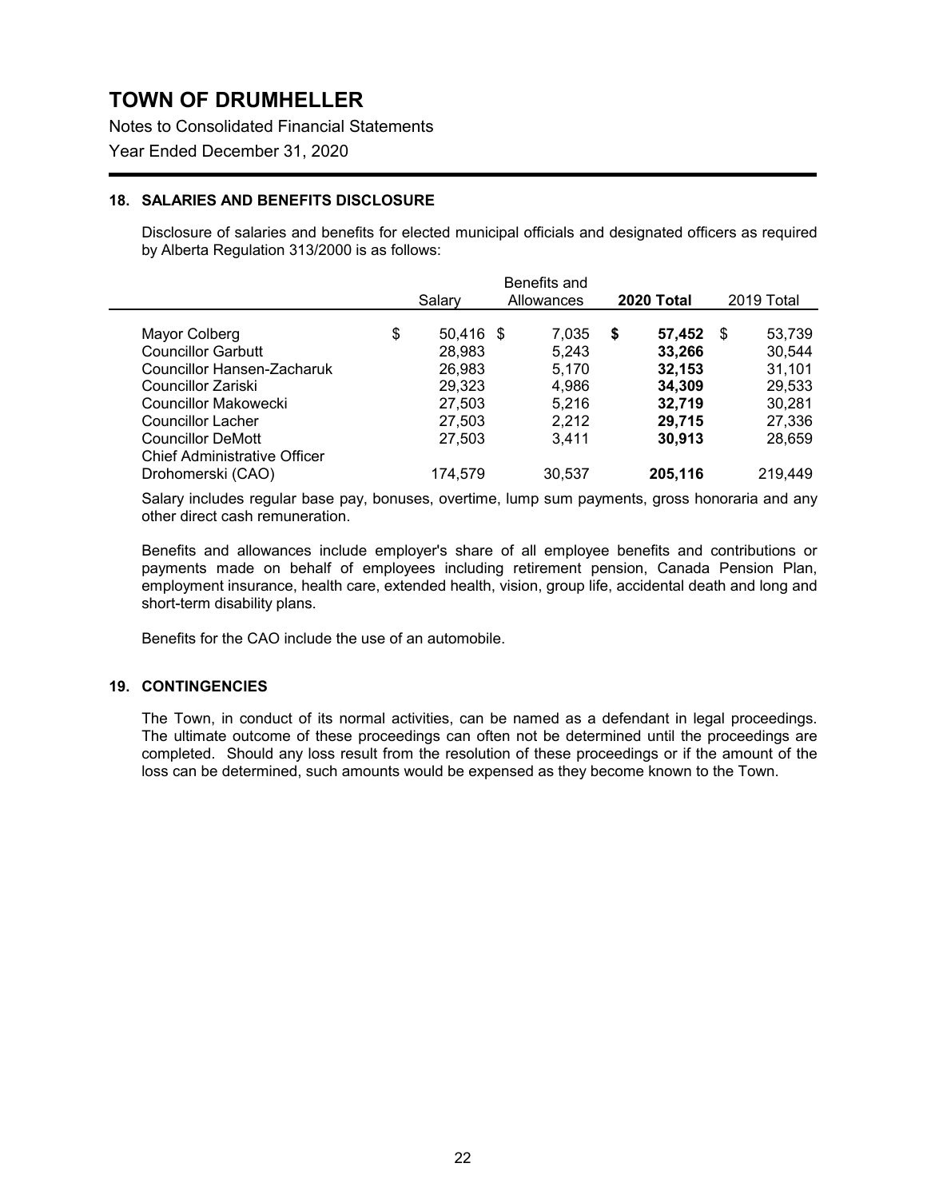# TOWN OF DRUMHELLER

Notes to Consolidated Financial Statements

Year Ended December 31, 2020

### 18. SALARIES AND BENEFITS DISCLOSURE

Disclosure of salaries and benefits for elected municipal officials and designated officers as required by Alberta Regulation 313/2000 is as follows:

| | Salary | Benefits and Allowances | **2020 Total** | 2019 Total |
|---|---|---|---|---|
| Mayor Colberg | $ 50,416 | $ 7,035 | **$ 57,452** | $ 53,739 |
| Councillor Garbutt | 28,983 | 5,243 | **33,266** | 30,544 |
| Councillor Hansen-Zacharuk | 26,983 | 5,170 | **32,153** | 31,101 |
| Councillor Zariski | 29,323 | 4,986 | **34,309** | 29,533 |
| Councillor Makowecki | 27,503 | 5,216 | **32,719** | 30,281 |
| Councillor Lacher | 27,503 | 2,212 | **29,715** | 27,336 |
| Councillor DeMott | 27,503 | 3,411 | **30,913** | 28,659 |
| Chief Administrative Officer Drohomerski (CAO) | 174,579 | 30,537 | **205,116** | 219,449 |

Salary includes regular base pay, bonuses, overtime, lump sum payments, gross honoraria and any other direct cash remuneration.

Benefits and allowances include employer's share of all employee benefits and contributions or payments made on behalf of employees including retirement pension, Canada Pension Plan, employment insurance, health care, extended health, vision, group life, accidental death and long and short-term disability plans.

Benefits for the CAO include the use of an automobile.

### 19. CONTINGENCIES

The Town, in conduct of its normal activities, can be named as a defendant in legal proceedings. The ultimate outcome of these proceedings can often not be determined until the proceedings are completed. Should any loss result from the resolution of these proceedings or if the amount of the loss can be determined, such amounts would be expensed as they become known to the Town.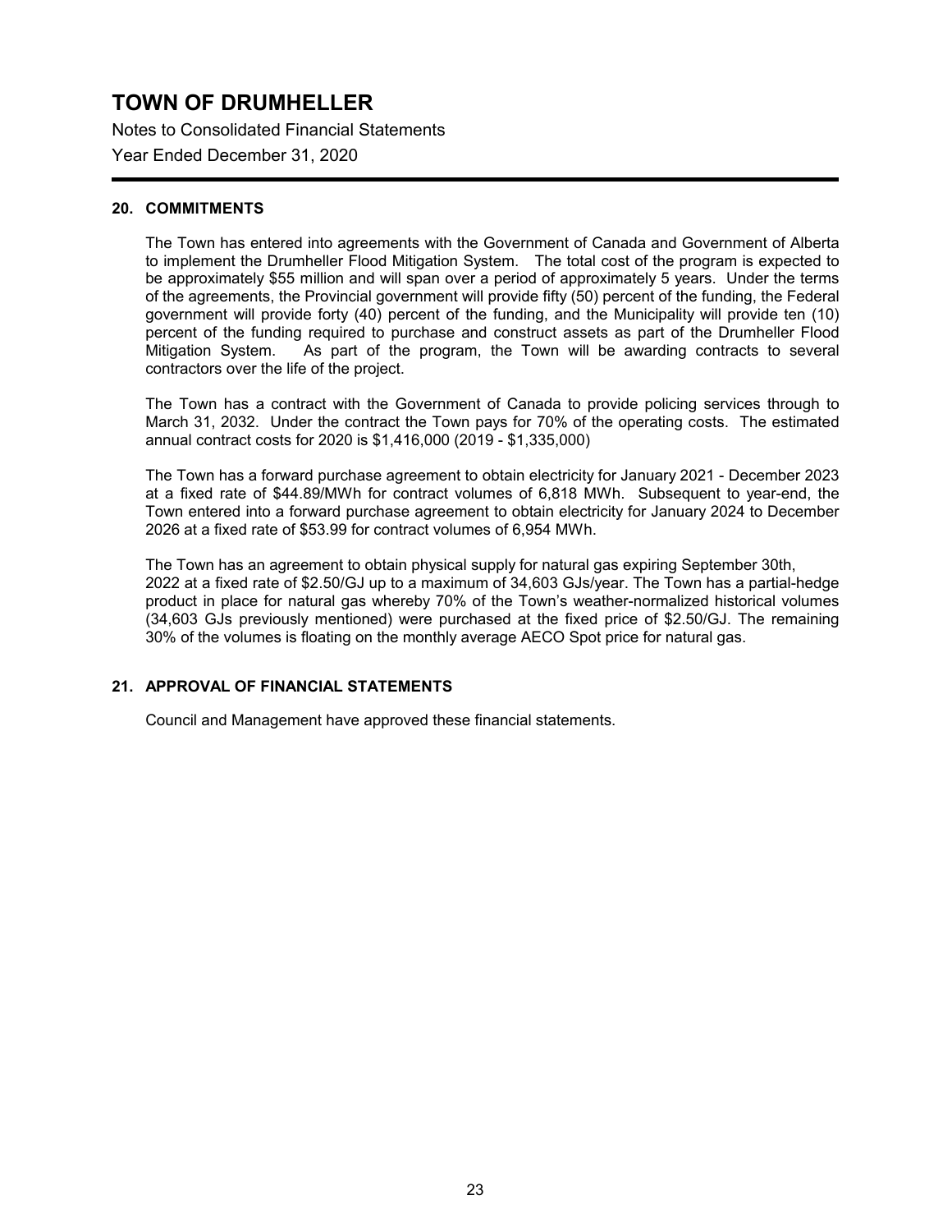# TOWN OF DRUMHELLER

Notes to Consolidated Financial Statements

Year Ended December 31, 2020

## 20. COMMITMENTS

The Town has entered into agreements with the Government of Canada and Government of Alberta to implement the Drumheller Flood Mitigation System. The total cost of the program is expected to be approximately $55 million and will span over a period of approximately 5 years. Under the terms of the agreements, the Provincial government will provide fifty (50) percent of the funding, the Federal government will provide forty (40) percent of the funding, and the Municipality will provide ten (10) percent of the funding required to purchase and construct assets as part of the Drumheller Flood Mitigation System. As part of the program, the Town will be awarding contracts to several contractors over the life of the project.

The Town has a contract with the Government of Canada to provide policing services through to March 31, 2032. Under the contract the Town pays for 70% of the operating costs. The estimated annual contract costs for 2020 is $1,416,000 (2019 - $1,335,000)

The Town has a forward purchase agreement to obtain electricity for January 2021 - December 2023 at a fixed rate of $44.89/MWh for contract volumes of 6,818 MWh. Subsequent to year-end, the Town entered into a forward purchase agreement to obtain electricity for January 2024 to December 2026 at a fixed rate of $53.99 for contract volumes of 6,954 MWh.

The Town has an agreement to obtain physical supply for natural gas expiring September 30th, 2022 at a fixed rate of $2.50/GJ up to a maximum of 34,603 GJs/year. The Town has a partial-hedge product in place for natural gas whereby 70% of the Town's weather-normalized historical volumes (34,603 GJs previously mentioned) were purchased at the fixed price of $2.50/GJ. The remaining 30% of the volumes is floating on the monthly average AECO Spot price for natural gas.

## 21. APPROVAL OF FINANCIAL STATEMENTS

Council and Management have approved these financial statements.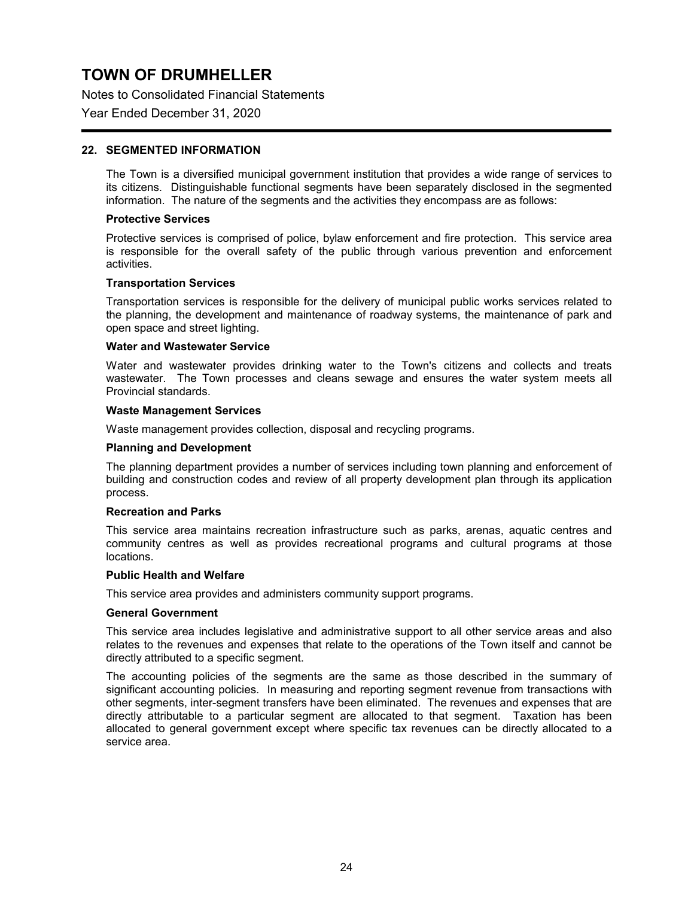## 22. SEGMENTED INFORMATION

The Town is a diversified municipal government institution that provides a wide range of services to its citizens. Distinguishable functional segments have been separately disclosed in the segmented information. The nature of the segments and the activities they encompass are as follows:

**Protective Services**

Protective services is comprised of police, bylaw enforcement and fire protection. This service area is responsible for the overall safety of the public through various prevention and enforcement activities.

**Transportation Services**

Transportation services is responsible for the delivery of municipal public works services related to the planning, the development and maintenance of roadway systems, the maintenance of park and open space and street lighting.

**Water and Wastewater Service**

Water and wastewater provides drinking water to the Town's citizens and collects and treats wastewater. The Town processes and cleans sewage and ensures the water system meets all Provincial standards.

**Waste Management Services**

Waste management provides collection, disposal and recycling programs.

**Planning and Development**

The planning department provides a number of services including town planning and enforcement of building and construction codes and review of all property development plan through its application process.

**Recreation and Parks**

This service area maintains recreation infrastructure such as parks, arenas, aquatic centres and community centres as well as provides recreational programs and cultural programs at those locations.

**Public Health and Welfare**

This service area provides and administers community support programs.

**General Government**

This service area includes legislative and administrative support to all other service areas and also relates to the revenues and expenses that relate to the operations of the Town itself and cannot be directly attributed to a specific segment.

The accounting policies of the segments are the same as those described in the summary of significant accounting policies. In measuring and reporting segment revenue from transactions with other segments, inter-segment transfers have been eliminated. The revenues and expenses that are directly attributable to a particular segment are allocated to that segment. Taxation has been allocated to general government except where specific tax revenues can be directly allocated to a service area.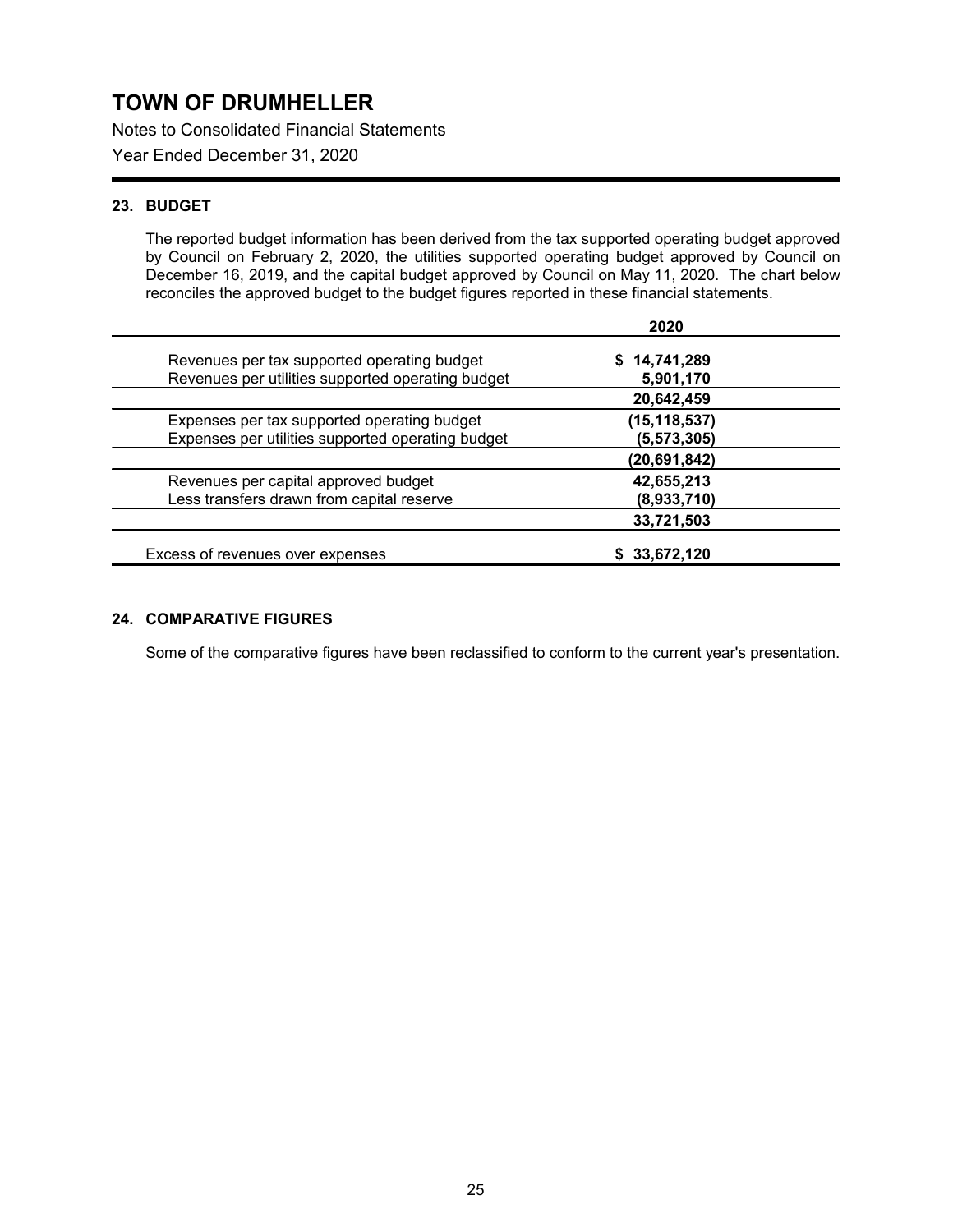# TOWN OF DRUMHELLER

Notes to Consolidated Financial Statements

Year Ended December 31, 2020

### 23. BUDGET

The reported budget information has been derived from the tax supported operating budget approved by Council on February 2, 2020, the utilities supported operating budget approved by Council on December 16, 2019, and the capital budget approved by Council on May 11, 2020. The chart below reconciles the approved budget to the budget figures reported in these financial statements.

| | 2020 |
|---|---|
| Revenues per tax supported operating budget | $ 14,741,289 |
| Revenues per utilities supported operating budget | 5,901,170 |
| | **20,642,459** |
| Expenses per tax supported operating budget | (15,118,537) |
| Expenses per utilities supported operating budget | (5,573,305) |
| | **(20,691,842)** |
| Revenues per capital approved budget | 42,655,213 |
| Less transfers drawn from capital reserve | (8,933,710) |
| | **33,721,503** |
| Excess of revenues over expenses | **$ 33,672,120** |

### 24. COMPARATIVE FIGURES

Some of the comparative figures have been reclassified to conform to the current year's presentation.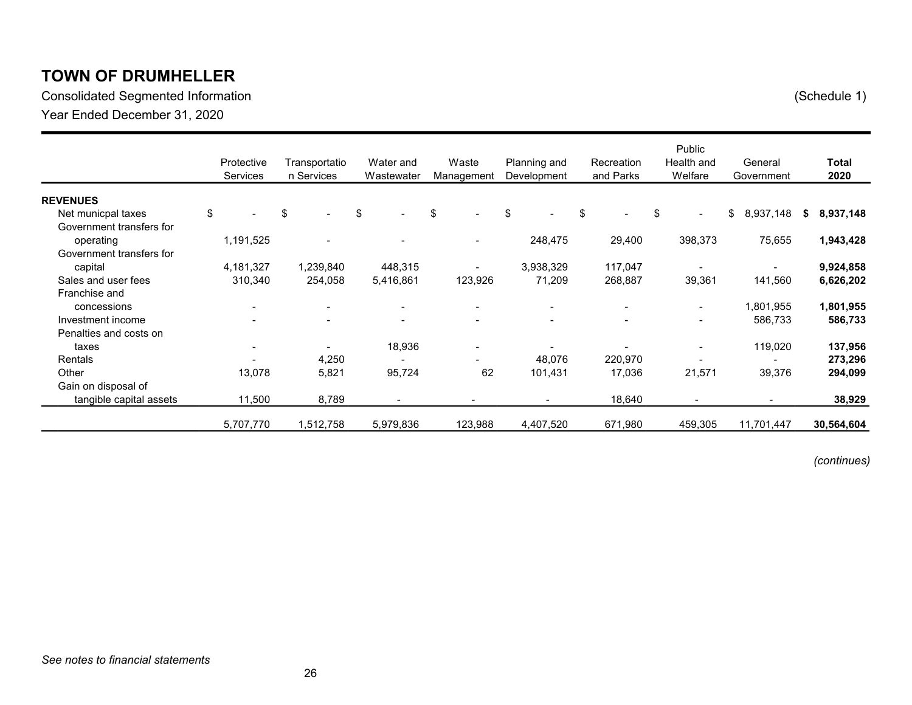# TOWN OF DRUMHELLER

Consolidated Segmented Information (Schedule 1)

Year Ended December 31, 2020

| | Protective Services | Transportatio n Services | Water and Wastewater | Waste Management | Planning and Development | Recreation and Parks | Public Health and Welfare | General Government | **Total 2020** |
|---|---|---|---|---|---|---|---|---|---|
| **REVENUES** | | | | | | | | | |
| Net municpal taxes | $ - | $ - | $ - | $ - | $ - | $ - | $ - | $ 8,937,148 | **$ 8,937,148** |
| Government transfers for operating | 1,191,525 | - | - | - | 248,475 | 29,400 | 398,373 | 75,655 | **1,943,428** |
| Government transfers for capital | 4,181,327 | 1,239,840 | 448,315 | - | 3,938,329 | 117,047 | - | - | **9,924,858** |
| Sales and user fees | 310,340 | 254,058 | 5,416,861 | 123,926 | 71,209 | 268,887 | 39,361 | 141,560 | **6,626,202** |
| Franchise and concessions | - | - | - | - | - | - | - | 1,801,955 | **1,801,955** |
| Investment income | - | - | - | - | - | - | - | 586,733 | **586,733** |
| Penalties and costs on taxes | - | - | 18,936 | - | - | - | - | 119,020 | **137,956** |
| Rentals | - | 4,250 | - | - | 48,076 | 220,970 | - | - | **273,296** |
| Other | 13,078 | 5,821 | 95,724 | 62 | 101,431 | 17,036 | 21,571 | 39,376 | **294,099** |
| Gain on disposal of tangible capital assets | 11,500 | 8,789 | - | - | - | 18,640 | - | - | **38,929** |
| | 5,707,770 | 1,512,758 | 5,979,836 | 123,988 | 4,407,520 | 671,980 | 459,305 | 11,701,447 | **30,564,604** |

*(continues)*

*See notes to financial statements*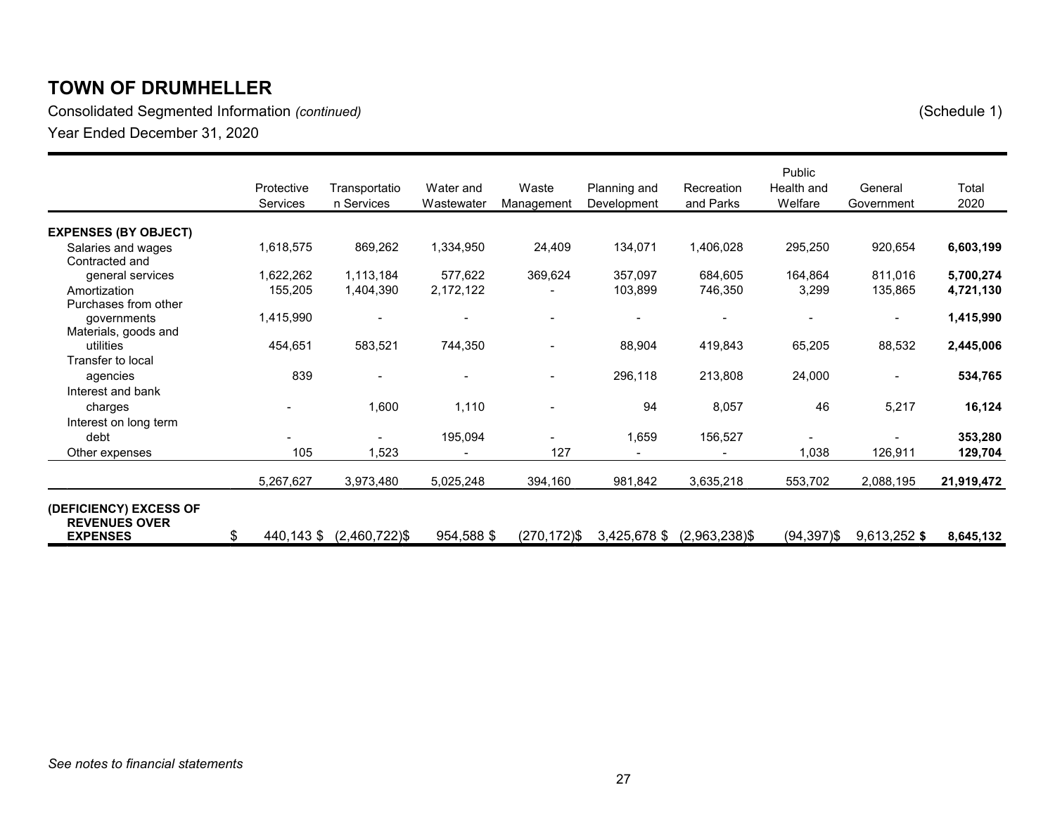# TOWN OF DRUMHELLER

Consolidated Segmented Information *(continued)* (Schedule 1)

Year Ended December 31, 2020

| | Protective Services | Transportation Services | Water and Wastewater | Waste Management | Planning and Development | Recreation and Parks | Public Health and Welfare | General Government | Total 2020 |
|---|---|---|---|---|---|---|---|---|---|
| **EXPENSES (BY OBJECT)** | | | | | | | | | |
| Salaries and wages | 1,618,575 | 869,262 | 1,334,950 | 24,409 | 134,071 | 1,406,028 | 295,250 | 920,654 | **6,603,199** |
| Contracted and general services | 1,622,262 | 1,113,184 | 577,622 | 369,624 | 357,097 | 684,605 | 164,864 | 811,016 | **5,700,274** |
| Amortization | 155,205 | 1,404,390 | 2,172,122 | - | 103,899 | 746,350 | 3,299 | 135,865 | **4,721,130** |
| Purchases from other governments | 1,415,990 | - | - | - | - | - | - | - | **1,415,990** |
| Materials, goods and utilities | 454,651 | 583,521 | 744,350 | - | 88,904 | 419,843 | 65,205 | 88,532 | **2,445,006** |
| Transfer to local agencies | 839 | - | - | - | 296,118 | 213,808 | 24,000 | - | **534,765** |
| Interest and bank charges | - | 1,600 | 1,110 | - | 94 | 8,057 | 46 | 5,217 | **16,124** |
| Interest on long term debt | - | - | 195,094 | - | 1,659 | 156,527 | - | - | **353,280** |
| Other expenses | 105 | 1,523 | - | 127 | - | - | 1,038 | 126,911 | **129,704** |
| | 5,267,627 | 3,973,480 | 5,025,248 | 394,160 | 981,842 | 3,635,218 | 553,702 | 2,088,195 | **21,919,472** |
| **(DEFICIENCY) EXCESS OF REVENUES OVER EXPENSES** | $ 440,143 | $ (2,460,722) | $ 954,588 | $ (270,172) | $ 3,425,678 | $ (2,963,238) | $ (94,397) | $ 9,613,252 | **$ 8,645,132** |

*See notes to financial statements*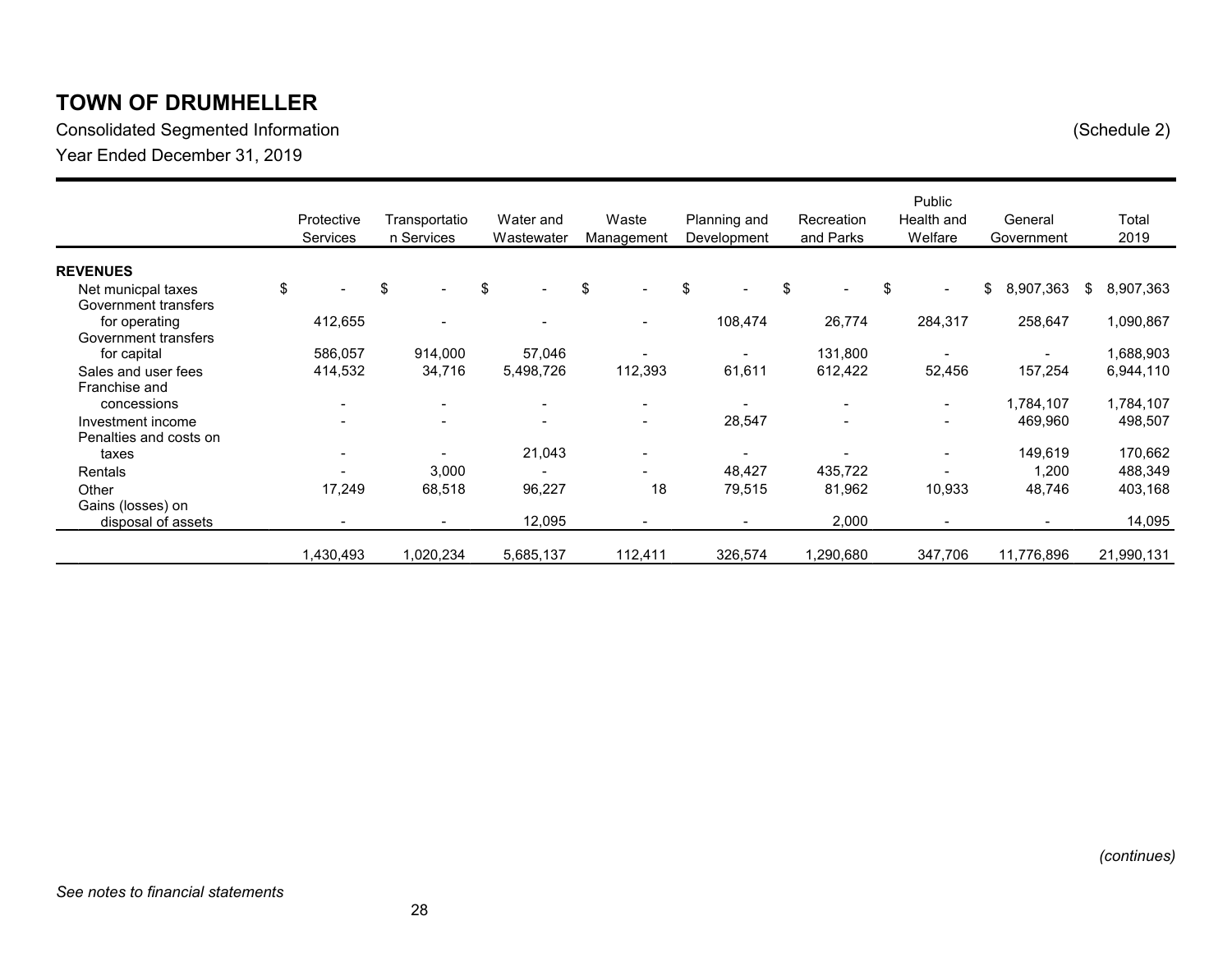# TOWN OF DRUMHELLER

Consolidated Segmented Information (Schedule 2)

Year Ended December 31, 2019

| | Protective Services | Transportation Services | Water and Wastewater | Waste Management | Planning and Development | Recreation and Parks | Public Health and Welfare | General Government | Total 2019 |
|---|---|---|---|---|---|---|---|---|---|
| **REVENUES** | | | | | | | | | |
| Net municpal taxes | $ - | $ - | $ - | $ - | $ - | $ - | $ - | $ 8,907,363 | $ 8,907,363 |
| Government transfers for operating | 412,655 | - | - | - | 108,474 | 26,774 | 284,317 | 258,647 | 1,090,867 |
| Government transfers for capital | 586,057 | 914,000 | 57,046 | - | - | 131,800 | - | - | 1,688,903 |
| Sales and user fees | 414,532 | 34,716 | 5,498,726 | 112,393 | 61,611 | 612,422 | 52,456 | 157,254 | 6,944,110 |
| Franchise and concessions | - | - | - | - | - | - | - | 1,784,107 | 1,784,107 |
| Investment income | - | - | - | - | 28,547 | - | - | 469,960 | 498,507 |
| Penalties and costs on taxes | - | - | 21,043 | - | - | - | - | 149,619 | 170,662 |
| Rentals | - | 3,000 | - | - | 48,427 | 435,722 | - | 1,200 | 488,349 |
| Other | 17,249 | 68,518 | 96,227 | 18 | 79,515 | 81,962 | 10,933 | 48,746 | 403,168 |
| Gains (losses) on disposal of assets | - | - | 12,095 | - | - | 2,000 | - | - | 14,095 |
| | 1,430,493 | 1,020,234 | 5,685,137 | 112,411 | 326,574 | 1,290,680 | 347,706 | 11,776,896 | 21,990,131 |

*(continues)*

*See notes to financial statements*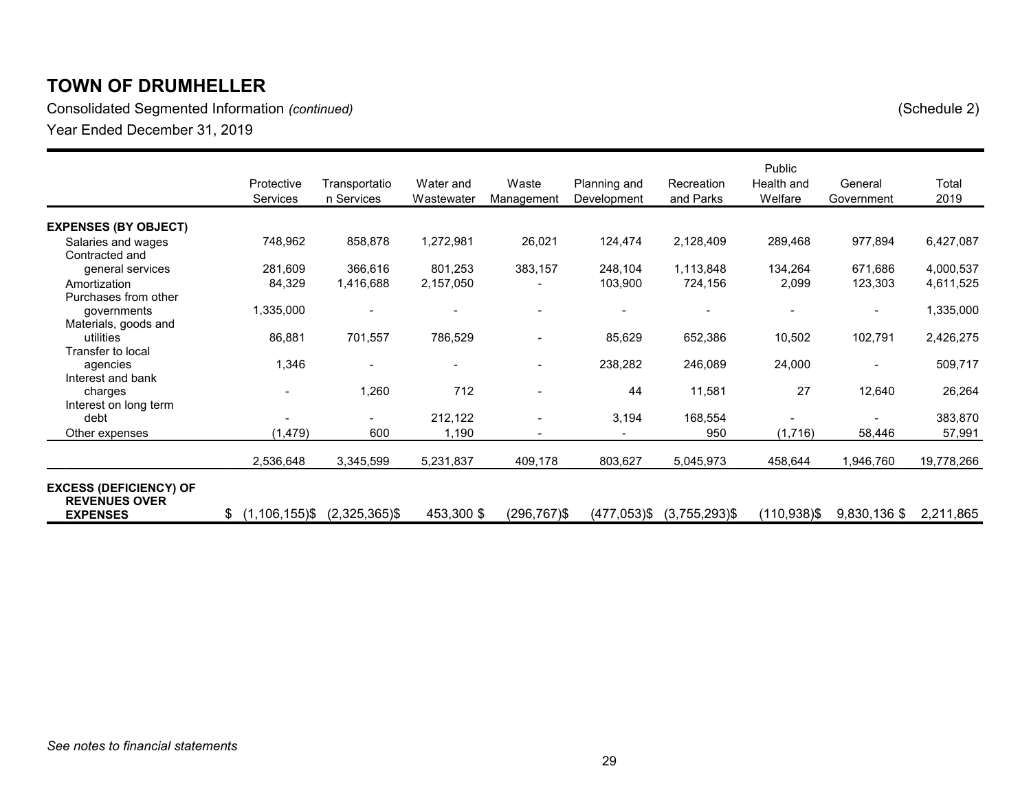# TOWN OF DRUMHELLER

Consolidated Segmented Information *(continued)* (Schedule 2)

Year Ended December 31, 2019

| | Protective Services | Transportation Services | Water and Wastewater | Waste Management | Planning and Development | Recreation and Parks | Public Health and Welfare | General Government | Total 2019 |
|---|---|---|---|---|---|---|---|---|---|
| **EXPENSES (BY OBJECT)** | | | | | | | | | |
| Salaries and wages | 748,962 | 858,878 | 1,272,981 | 26,021 | 124,474 | 2,128,409 | 289,468 | 977,894 | 6,427,087 |
| Contracted and general services | 281,609 | 366,616 | 801,253 | 383,157 | 248,104 | 1,113,848 | 134,264 | 671,686 | 4,000,537 |
| Amortization | 84,329 | 1,416,688 | 2,157,050 | - | 103,900 | 724,156 | 2,099 | 123,303 | 4,611,525 |
| Purchases from other governments | 1,335,000 | - | - | - | - | - | - | - | 1,335,000 |
| Materials, goods and utilities | 86,881 | 701,557 | 786,529 | - | 85,629 | 652,386 | 10,502 | 102,791 | 2,426,275 |
| Transfer to local agencies | 1,346 | - | - | - | 238,282 | 246,089 | 24,000 | - | 509,717 |
| Interest and bank charges | - | 1,260 | 712 | - | 44 | 11,581 | 27 | 12,640 | 26,264 |
| Interest on long term debt | - | - | 212,122 | - | 3,194 | 168,554 | - | - | 383,870 |
| Other expenses | (1,479) | 600 | 1,190 | - | - | 950 | (1,716) | 58,446 | 57,991 |
| | 2,536,648 | 3,345,599 | 5,231,837 | 409,178 | 803,627 | 5,045,973 | 458,644 | 1,946,760 | 19,778,266 |
| **EXCESS (DEFICIENCY) OF REVENUES OVER EXPENSES** | $ (1,106,155)$ | (2,325,365)$ | 453,300 $ | (296,767)$ | (477,053)$ | (3,755,293)$ | (110,938)$ | 9,830,136 $ | 2,211,865 |

*See notes to financial statements*